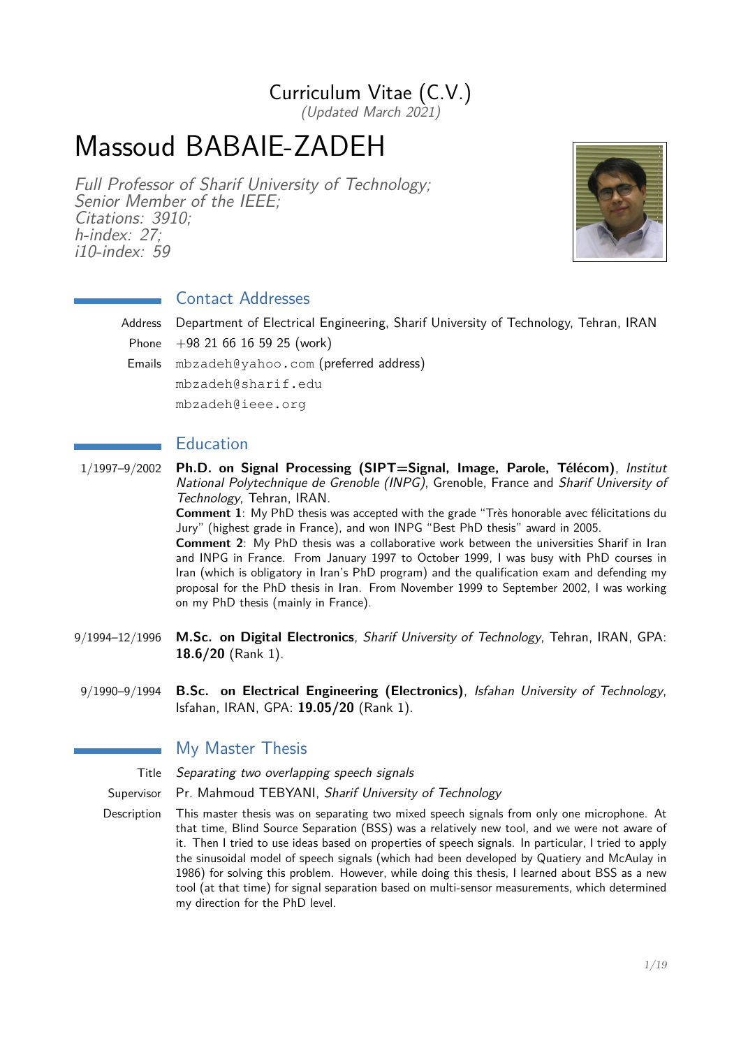# Curriculum Vitae (C.V.)

*(Updated March 2021)*

# Massoud BABAIE-ZADEH

*Full Professor of Sharif University of Technology;*
*Senior Member of the IEEE;*
*Citations: 3910;*
*h-index: 27;*
*i10-index: 59*

## Contact Addresses

**Address** Department of Electrical Engineering, Sharif University of Technology, Tehran, IRAN

**Phone** +98 21 66 16 59 25 (work)

**Emails** mbzadeh@yahoo.com (preferred address)
mbzadeh@sharif.edu
mbzadeh@ieee.org

## Education

**1/1997–9/2002** **Ph.D. on Signal Processing (SIPT=Signal, Image, Parole, Télécom)**, *Institut National Polytechnique de Grenoble (INPG)*, Grenoble, France and *Sharif University of Technology*, Tehran, IRAN.
**Comment 1**: My PhD thesis was accepted with the grade "Très honorable avec félicitations du Jury" (highest grade in France), and won INPG "Best PhD thesis" award in 2005.
**Comment 2**: My PhD thesis was a collaborative work between the universities Sharif in Iran and INPG in France. From January 1997 to October 1999, I was busy with PhD courses in Iran (which is obligatory in Iran's PhD program) and the qualification exam and defending my proposal for the PhD thesis in Iran. From November 1999 to September 2002, I was working on my PhD thesis (mainly in France).

**9/1994–12/1996** **M.Sc. on Digital Electronics**, *Sharif University of Technology*, Tehran, IRAN, GPA: **18.6/20** (Rank 1).

**9/1990–9/1994** **B.Sc. on Electrical Engineering (Electronics)**, *Isfahan University of Technology*, Isfahan, IRAN, GPA: **19.05/20** (Rank 1).

## My Master Thesis

**Title** *Separating two overlapping speech signals*

**Supervisor** Pr. Mahmoud TEBYANI, *Sharif University of Technology*

**Description** This master thesis was on separating two mixed speech signals from only one microphone. At that time, Blind Source Separation (BSS) was a relatively new tool, and we were not aware of it. Then I tried to use ideas based on properties of speech signals. In particular, I tried to apply the sinusoidal model of speech signals (which had been developed by Quatiery and McAulay in 1986) for solving this problem. However, while doing this thesis, I learned about BSS as a new tool (at that time) for signal separation based on multi-sensor measurements, which determined my direction for the PhD level.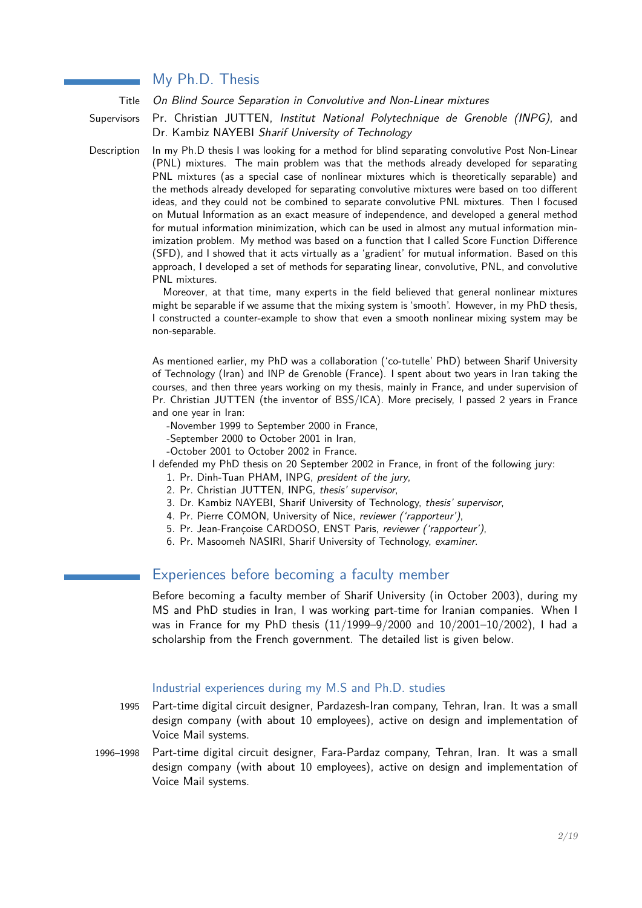## My Ph.D. Thesis

**Title** *On Blind Source Separation in Convolutive and Non-Linear mixtures*

**Supervisors** Pr. Christian JUTTEN, *Institut National Polytechnique de Grenoble (INPG)*, and Dr. Kambiz NAYEBI *Sharif University of Technology*

**Description** In my Ph.D thesis I was looking for a method for blind separating convolutive Post Non-Linear (PNL) mixtures. The main problem was that the methods already developed for separating PNL mixtures (as a special case of nonlinear mixtures which is theoretically separable) and the methods already developed for separating convolutive mixtures were based on too different ideas, and they could not be combined to separate convolutive PNL mixtures. Then I focused on Mutual Information as an exact measure of independence, and developed a general method for mutual information minimization, which can be used in almost any mutual information minimization problem. My method was based on a function that I called Score Function Difference (SFD), and I showed that it acts virtually as a 'gradient' for mutual information. Based on this approach, I developed a set of methods for separating linear, convolutive, PNL, and convolutive PNL mixtures.

Moreover, at that time, many experts in the field believed that general nonlinear mixtures might be separable if we assume that the mixing system is 'smooth'. However, in my PhD thesis, I constructed a counter-example to show that even a smooth nonlinear mixing system may be non-separable.

As mentioned earlier, my PhD was a collaboration ('co-tutelle' PhD) between Sharif University of Technology (Iran) and INP de Grenoble (France). I spent about two years in Iran taking the courses, and then three years working on my thesis, mainly in France, and under supervision of Pr. Christian JUTTEN (the inventor of BSS/ICA). More precisely, I passed 2 years in France and one year in Iran:

-November 1999 to September 2000 in France,
-September 2000 to October 2001 in Iran,
-October 2001 to October 2002 in France.

I defended my PhD thesis on 20 September 2002 in France, in front of the following jury:

1. Pr. Dinh-Tuan PHAM, INPG, *president of the jury*,
2. Pr. Christian JUTTEN, INPG, *thesis' supervisor*,
3. Dr. Kambiz NAYEBI, Sharif University of Technology, *thesis' supervisor*,
4. Pr. Pierre COMON, University of Nice, *reviewer ('rapporteur')*,
5. Pr. Jean-Françoise CARDOSO, ENST Paris, *reviewer ('rapporteur')*,
6. Pr. Masoomeh NASIRI, Sharif University of Technology, *examiner*.

## Experiences before becoming a faculty member

Before becoming a faculty member of Sharif University (in October 2003), during my MS and PhD studies in Iran, I was working part-time for Iranian companies. When I was in France for my PhD thesis (11/1999–9/2000 and 10/2001–10/2002), I had a scholarship from the French government. The detailed list is given below.

### Industrial experiences during my M.S and Ph.D. studies

**1995** Part-time digital circuit designer, Pardazesh-Iran company, Tehran, Iran. It was a small design company (with about 10 employees), active on design and implementation of Voice Mail systems.

**1996–1998** Part-time digital circuit designer, Fara-Pardaz company, Tehran, Iran. It was a small design company (with about 10 employees), active on design and implementation of Voice Mail systems.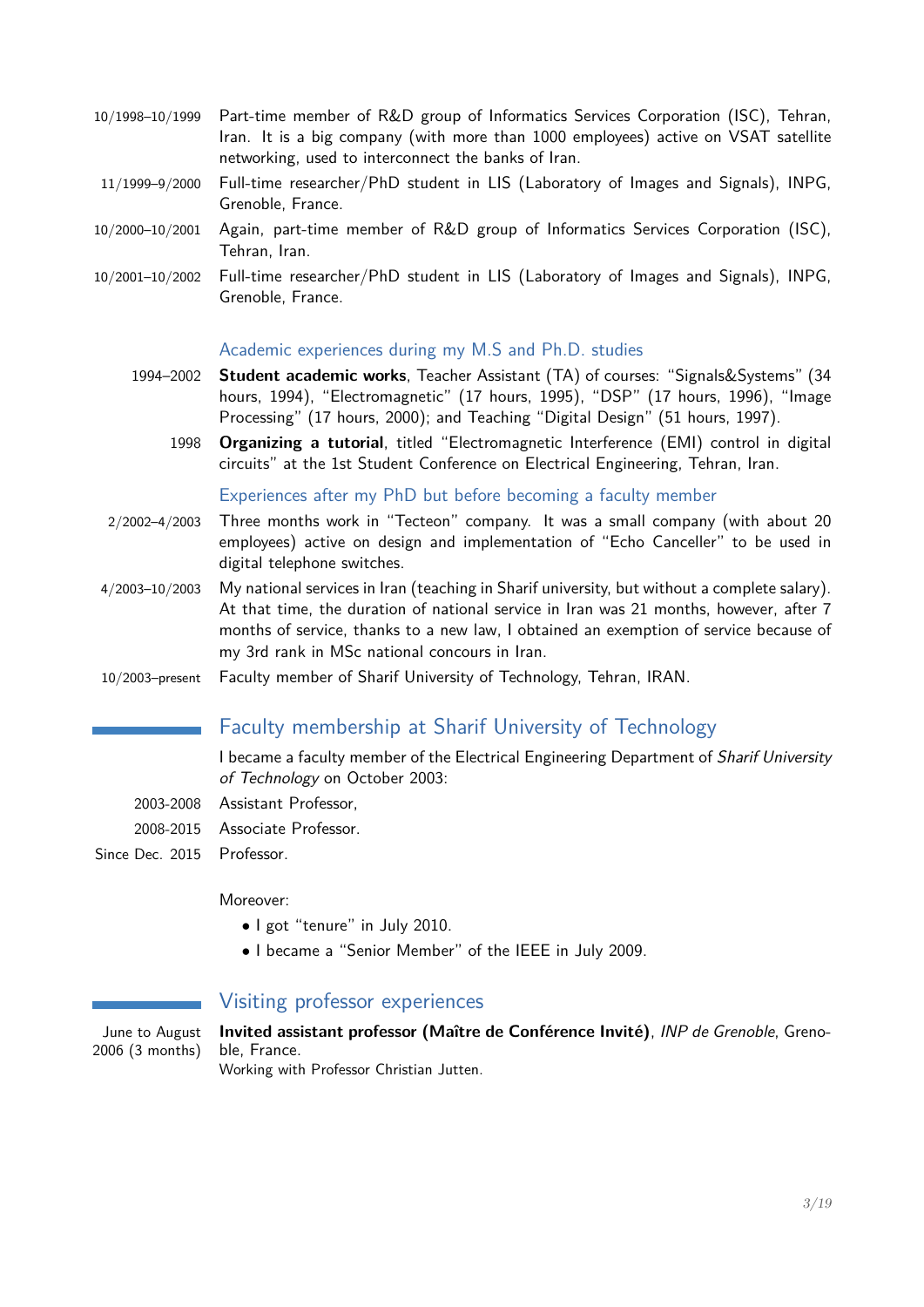10/1998–10/1999 Part-time member of R&D group of Informatics Services Corporation (ISC), Tehran, Iran. It is a big company (with more than 1000 employees) active on VSAT satellite networking, used to interconnect the banks of Iran.

11/1999–9/2000 Full-time researcher/PhD student in LIS (Laboratory of Images and Signals), INPG, Grenoble, France.

10/2000–10/2001 Again, part-time member of R&D group of Informatics Services Corporation (ISC), Tehran, Iran.

10/2001–10/2002 Full-time researcher/PhD student in LIS (Laboratory of Images and Signals), INPG, Grenoble, France.

### Academic experiences during my M.S and Ph.D. studies

1994–2002 **Student academic works**, Teacher Assistant (TA) of courses: "Signals&Systems" (34 hours, 1994), "Electromagnetic" (17 hours, 1995), "DSP" (17 hours, 1996), "Image Processing" (17 hours, 2000); and Teaching "Digital Design" (51 hours, 1997).

1998 **Organizing a tutorial**, titled "Electromagnetic Interference (EMI) control in digital circuits" at the 1st Student Conference on Electrical Engineering, Tehran, Iran.

### Experiences after my PhD but before becoming a faculty member

2/2002–4/2003 Three months work in "Tecteon" company. It was a small company (with about 20 employees) active on design and implementation of "Echo Canceller" to be used in digital telephone switches.

4/2003–10/2003 My national services in Iran (teaching in Sharif university, but without a complete salary). At that time, the duration of national service in Iran was 21 months, however, after 7 months of service, thanks to a new law, I obtained an exemption of service because of my 3rd rank in MSc national concours in Iran.

10/2003–present Faculty member of Sharif University of Technology, Tehran, IRAN.

## Faculty membership at Sharif University of Technology

I became a faculty member of the Electrical Engineering Department of *Sharif University of Technology* on October 2003:

2003-2008 Assistant Professor,

2008-2015 Associate Professor.

Since Dec. 2015 Professor.

Moreover:

- I got "tenure" in July 2010.
- I became a "Senior Member" of the IEEE in July 2009.

## Visiting professor experiences

June to August 2006 (3 months) **Invited assistant professor (Maître de Conférence Invité)**, *INP de Grenoble*, Grenoble, France.
Working with Professor Christian Jutten.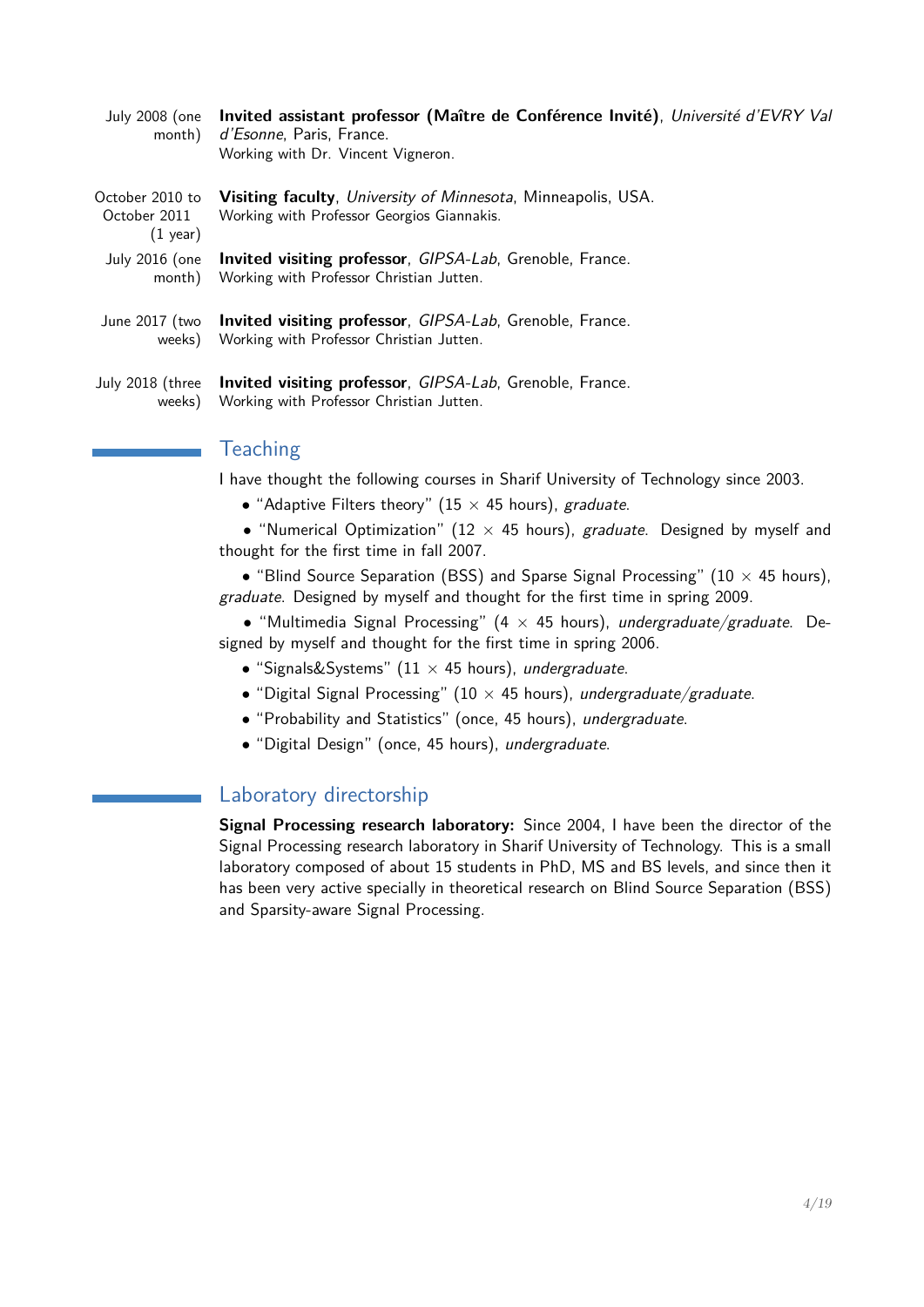July 2008 (one month) **Invited assistant professor (Maître de Conférence Invité)**, *Université d'EVRY Val d'Esonne*, Paris, France.
Working with Dr. Vincent Vigneron.

October 2010 to October 2011 (1 year) **Visiting faculty**, *University of Minnesota*, Minneapolis, USA.
Working with Professor Georgios Giannakis.

July 2016 (one month) **Invited visiting professor**, *GIPSA-Lab*, Grenoble, France.
Working with Professor Christian Jutten.

June 2017 (two weeks) **Invited visiting professor**, *GIPSA-Lab*, Grenoble, France.
Working with Professor Christian Jutten.

July 2018 (three weeks) **Invited visiting professor**, *GIPSA-Lab*, Grenoble, France.
Working with Professor Christian Jutten.

## Teaching

I have thought the following courses in Sharif University of Technology since 2003.

- "Adaptive Filters theory" (15 × 45 hours), *graduate*.
- "Numerical Optimization" (12 × 45 hours), *graduate*. Designed by myself and thought for the first time in fall 2007.
- "Blind Source Separation (BSS) and Sparse Signal Processing" (10 × 45 hours), *graduate*. Designed by myself and thought for the first time in spring 2009.
- "Multimedia Signal Processing" (4 × 45 hours), *undergraduate/graduate*. Designed by myself and thought for the first time in spring 2006.
- "Signals&Systems" (11 × 45 hours), *undergraduate*.
- "Digital Signal Processing" (10 × 45 hours), *undergraduate/graduate*.
- "Probability and Statistics" (once, 45 hours), *undergraduate*.
- "Digital Design" (once, 45 hours), *undergraduate*.

## Laboratory directorship

**Signal Processing research laboratory:** Since 2004, I have been the director of the Signal Processing research laboratory in Sharif University of Technology. This is a small laboratory composed of about 15 students in PhD, MS and BS levels, and since then it has been very active specially in theoretical research on Blind Source Separation (BSS) and Sparsity-aware Signal Processing.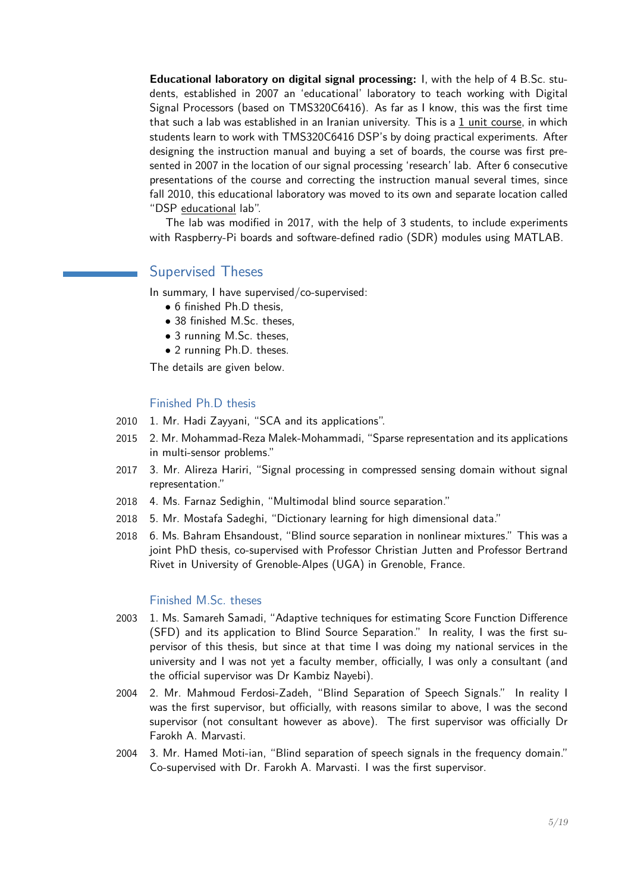**Educational laboratory on digital signal processing:** I, with the help of 4 B.Sc. students, established in 2007 an 'educational' laboratory to teach working with Digital Signal Processors (based on TMS320C6416). As far as I know, this was the first time that such a lab was established in an Iranian university. This is a 1 unit course, in which students learn to work with TMS320C6416 DSP's by doing practical experiments. After designing the instruction manual and buying a set of boards, the course was first presented in 2007 in the location of our signal processing 'research' lab. After 6 consecutive presentations of the course and correcting the instruction manual several times, since fall 2010, this educational laboratory was moved to its own and separate location called "DSP educational lab".

The lab was modified in 2017, with the help of 3 students, to include experiments with Raspberry-Pi boards and software-defined radio (SDR) modules using MATLAB.

## Supervised Theses

In summary, I have supervised/co-supervised:

- 6 finished Ph.D thesis,
- 38 finished M.Sc. theses,
- 3 running M.Sc. theses,
- 2 running Ph.D. theses.

The details are given below.

### Finished Ph.D thesis

2010 1. Mr. Hadi Zayyani, "SCA and its applications".

2015 2. Mr. Mohammad-Reza Malek-Mohammadi, "Sparse representation and its applications in multi-sensor problems."

2017 3. Mr. Alireza Hariri, "Signal processing in compressed sensing domain without signal representation."

2018 4. Ms. Farnaz Sedighin, "Multimodal blind source separation."

2018 5. Mr. Mostafa Sadeghi, "Dictionary learning for high dimensional data."

2018 6. Ms. Bahram Ehsandoust, "Blind source separation in nonlinear mixtures." This was a joint PhD thesis, co-supervised with Professor Christian Jutten and Professor Bertrand Rivet in University of Grenoble-Alpes (UGA) in Grenoble, France.

### Finished M.Sc. theses

2003 1. Ms. Samareh Samadi, "Adaptive techniques for estimating Score Function Difference (SFD) and its application to Blind Source Separation." In reality, I was the first supervisor of this thesis, but since at that time I was doing my national services in the university and I was not yet a faculty member, officially, I was only a consultant (and the official supervisor was Dr Kambiz Nayebi).

2004 2. Mr. Mahmoud Ferdosi-Zadeh, "Blind Separation of Speech Signals." In reality I was the first supervisor, but officially, with reasons similar to above, I was the second supervisor (not consultant however as above). The first supervisor was officially Dr Farokh A. Marvasti.

2004 3. Mr. Hamed Moti-ian, "Blind separation of speech signals in the frequency domain." Co-supervised with Dr. Farokh A. Marvasti. I was the first supervisor.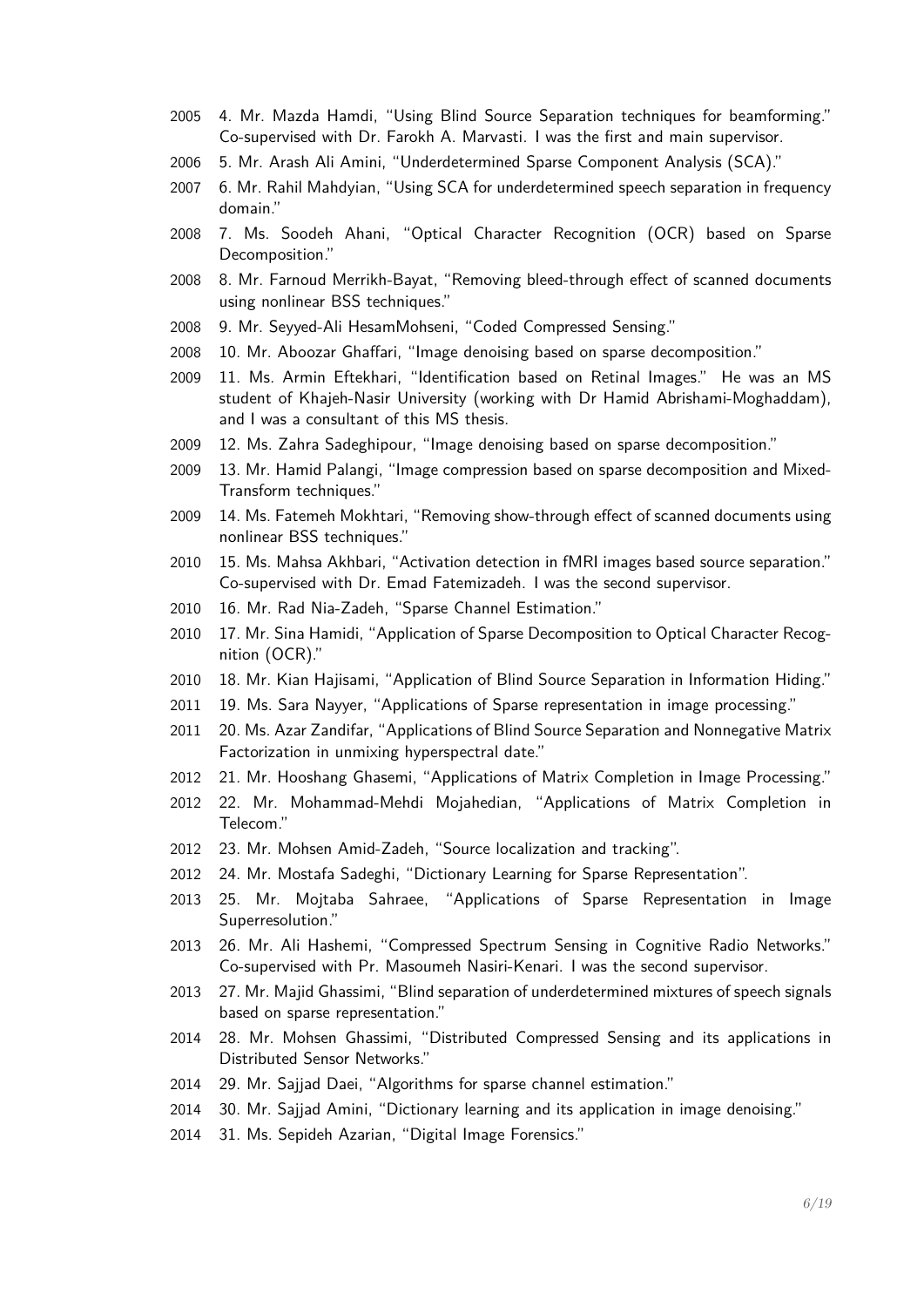2005 4. Mr. Mazda Hamdi, "Using Blind Source Separation techniques for beamforming." Co-supervised with Dr. Farokh A. Marvasti. I was the first and main supervisor.

2006 5. Mr. Arash Ali Amini, "Underdetermined Sparse Component Analysis (SCA)."

2007 6. Mr. Rahil Mahdyian, "Using SCA for underdetermined speech separation in frequency domain."

2008 7. Ms. Soodeh Ahani, "Optical Character Recognition (OCR) based on Sparse Decomposition."

2008 8. Mr. Farnoud Merrikh-Bayat, "Removing bleed-through effect of scanned documents using nonlinear BSS techniques."

2008 9. Mr. Seyyed-Ali HesamMohseni, "Coded Compressed Sensing."

2008 10. Mr. Aboozar Ghaffari, "Image denoising based on sparse decomposition."

2009 11. Ms. Armin Eftekhari, "Identification based on Retinal Images." He was an MS student of Khajeh-Nasir University (working with Dr Hamid Abrishami-Moghaddam), and I was a consultant of this MS thesis.

2009 12. Ms. Zahra Sadeghipour, "Image denoising based on sparse decomposition."

2009 13. Mr. Hamid Palangi, "Image compression based on sparse decomposition and Mixed-Transform techniques."

2009 14. Ms. Fatemeh Mokhtari, "Removing show-through effect of scanned documents using nonlinear BSS techniques."

2010 15. Ms. Mahsa Akhbari, "Activation detection in fMRI images based source separation." Co-supervised with Dr. Emad Fatemizadeh. I was the second supervisor.

2010 16. Mr. Rad Nia-Zadeh, "Sparse Channel Estimation."

2010 17. Mr. Sina Hamidi, "Application of Sparse Decomposition to Optical Character Recognition (OCR)."

2010 18. Mr. Kian Hajisami, "Application of Blind Source Separation in Information Hiding."

2011 19. Ms. Sara Nayyer, "Applications of Sparse representation in image processing."

2011 20. Ms. Azar Zandifar, "Applications of Blind Source Separation and Nonnegative Matrix Factorization in unmixing hyperspectral date."

2012 21. Mr. Hooshang Ghasemi, "Applications of Matrix Completion in Image Processing."

2012 22. Mr. Mohammad-Mehdi Mojahedian, "Applications of Matrix Completion in Telecom."

2012 23. Mr. Mohsen Amid-Zadeh, "Source localization and tracking".

2012 24. Mr. Mostafa Sadeghi, "Dictionary Learning for Sparse Representation".

2013 25. Mr. Mojtaba Sahraee, "Applications of Sparse Representation in Image Superresolution."

2013 26. Mr. Ali Hashemi, "Compressed Spectrum Sensing in Cognitive Radio Networks." Co-supervised with Pr. Masoumeh Nasiri-Kenari. I was the second supervisor.

2013 27. Mr. Majid Ghassimi, "Blind separation of underdetermined mixtures of speech signals based on sparse representation."

2014 28. Mr. Mohsen Ghassimi, "Distributed Compressed Sensing and its applications in Distributed Sensor Networks."

2014 29. Mr. Sajjad Daei, "Algorithms for sparse channel estimation."

2014 30. Mr. Sajjad Amini, "Dictionary learning and its application in image denoising."

2014 31. Ms. Sepideh Azarian, "Digital Image Forensics."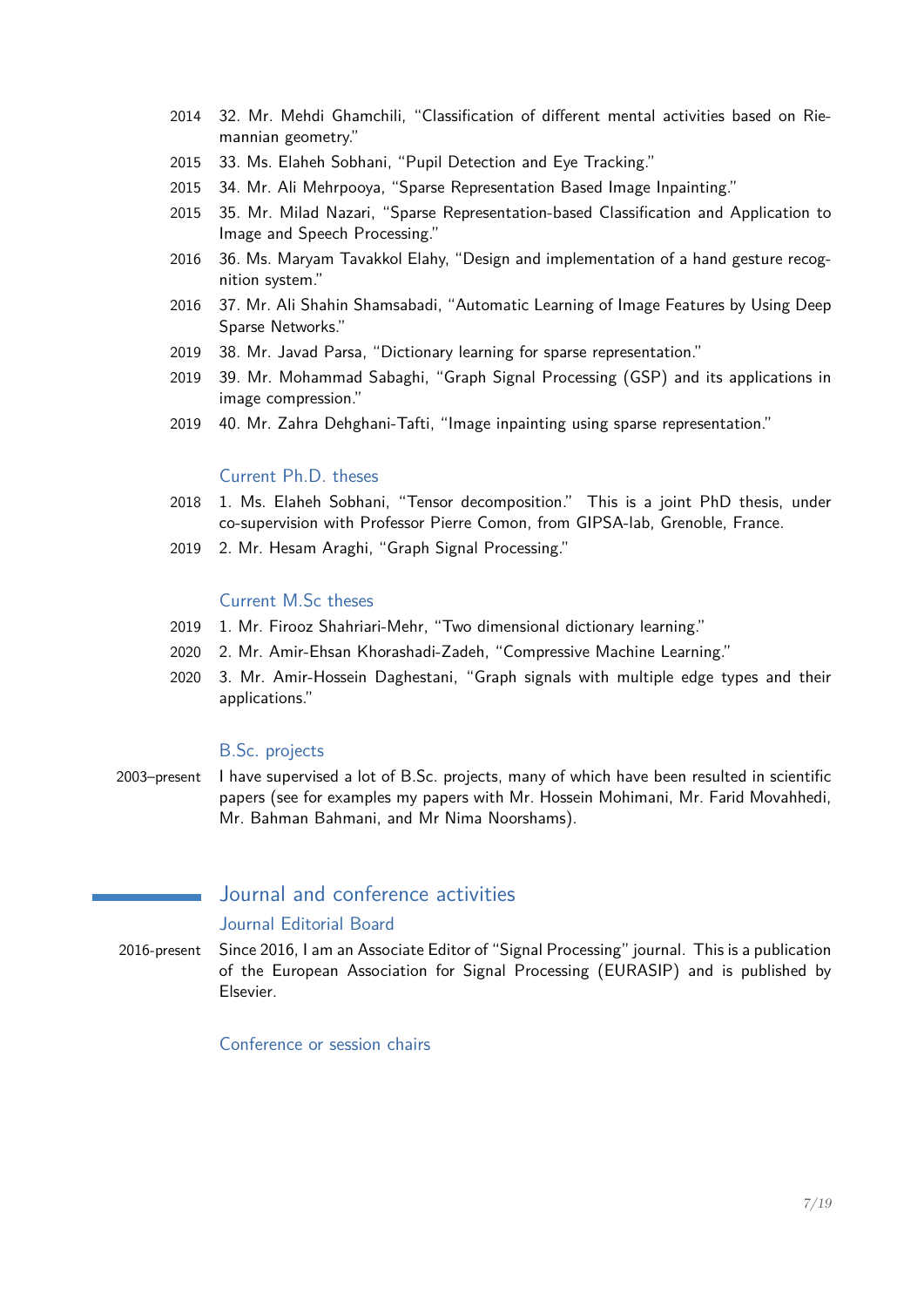2014 32. Mr. Mehdi Ghamchili, "Classification of different mental activities based on Riemannian geometry."

2015 33. Ms. Elaheh Sobhani, "Pupil Detection and Eye Tracking."

2015 34. Mr. Ali Mehrpooya, "Sparse Representation Based Image Inpainting."

2015 35. Mr. Milad Nazari, "Sparse Representation-based Classification and Application to Image and Speech Processing."

2016 36. Ms. Maryam Tavakkol Elahy, "Design and implementation of a hand gesture recognition system."

2016 37. Mr. Ali Shahin Shamsabadi, "Automatic Learning of Image Features by Using Deep Sparse Networks."

2019 38. Mr. Javad Parsa, "Dictionary learning for sparse representation."

2019 39. Mr. Mohammad Sabaghi, "Graph Signal Processing (GSP) and its applications in image compression."

2019 40. Mr. Zahra Dehghani-Tafti, "Image inpainting using sparse representation."

### Current Ph.D. theses

2018 1. Ms. Elaheh Sobhani, "Tensor decomposition." This is a joint PhD thesis, under co-supervision with Professor Pierre Comon, from GIPSA-lab, Grenoble, France.

2019 2. Mr. Hesam Araghi, "Graph Signal Processing."

### Current M.Sc theses

2019 1. Mr. Firooz Shahriari-Mehr, "Two dimensional dictionary learning."

2020 2. Mr. Amir-Ehsan Khorashadi-Zadeh, "Compressive Machine Learning."

2020 3. Mr. Amir-Hossein Daghestani, "Graph signals with multiple edge types and their applications."

### B.Sc. projects

2003–present I have supervised a lot of B.Sc. projects, many of which have been resulted in scientific papers (see for examples my papers with Mr. Hossein Mohimani, Mr. Farid Movahhedi, Mr. Bahman Bahmani, and Mr Nima Noorshams).

## Journal and conference activities

### Journal Editorial Board

2016-present Since 2016, I am an Associate Editor of "Signal Processing" journal. This is a publication of the European Association for Signal Processing (EURASIP) and is published by Elsevier.

### Conference or session chairs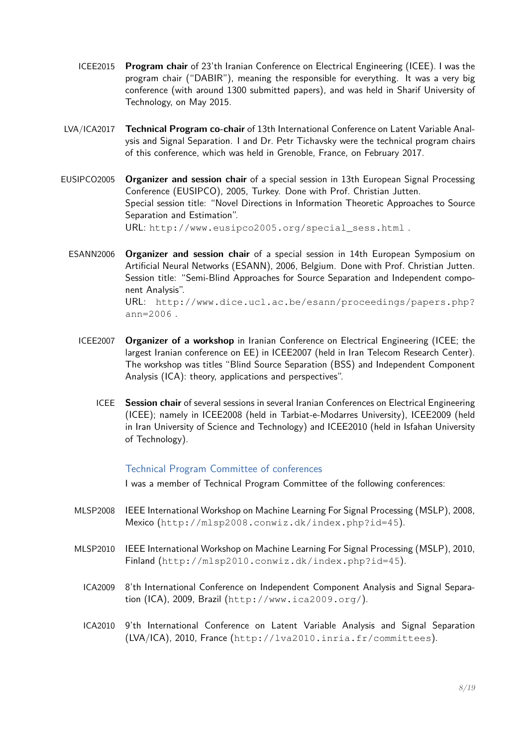ICEE2015 **Program chair** of 23'th Iranian Conference on Electrical Engineering (ICEE). I was the program chair ("DABIR"), meaning the responsible for everything. It was a very big conference (with around 1300 submitted papers), and was held in Sharif University of Technology, on May 2015.

LVA/ICA2017 **Technical Program co-chair** of 13th International Conference on Latent Variable Analysis and Signal Separation. I and Dr. Petr Tichavsky were the technical program chairs of this conference, which was held in Grenoble, France, on February 2017.

EUSIPCO2005 **Organizer and session chair** of a special session in 13th European Signal Processing Conference (EUSIPCO), 2005, Turkey. Done with Prof. Christian Jutten.
Special session title: "Novel Directions in Information Theoretic Approaches to Source Separation and Estimation".
URL: `http://www.eusipco2005.org/special_sess.html` .

ESANN2006 **Organizer and session chair** of a special session in 14th European Symposium on Artificial Neural Networks (ESANN), 2006, Belgium. Done with Prof. Christian Jutten.
Session title: "Semi-Blind Approaches for Source Separation and Independent component Analysis".
URL: `http://www.dice.ucl.ac.be/esann/proceedings/papers.php?ann=2006` .

ICEE2007 **Organizer of a workshop** in Iranian Conference on Electrical Engineering (ICEE; the largest Iranian conference on EE) in ICEE2007 (held in Iran Telecom Research Center). The workshop was titles "Blind Source Separation (BSS) and Independent Component Analysis (ICA): theory, applications and perspectives".

ICEE **Session chair** of several sessions in several Iranian Conferences on Electrical Engineering (ICEE); namely in ICEE2008 (held in Tarbiat-e-Modarres University), ICEE2009 (held in Iran University of Science and Technology) and ICEE2010 (held in Isfahan University of Technology).

### Technical Program Committee of conferences

I was a member of Technical Program Committee of the following conferences:

MLSP2008 IEEE International Workshop on Machine Learning For Signal Processing (MSLP), 2008, Mexico (`http://mlsp2008.conwiz.dk/index.php?id=45`).

MLSP2010 IEEE International Workshop on Machine Learning For Signal Processing (MSLP), 2010, Finland (`http://mlsp2010.conwiz.dk/index.php?id=45`).

ICA2009 8'th International Conference on Independent Component Analysis and Signal Separation (ICA), 2009, Brazil (`http://www.ica2009.org/`).

ICA2010 9'th International Conference on Latent Variable Analysis and Signal Separation (LVA/ICA), 2010, France (`http://lva2010.inria.fr/committees`).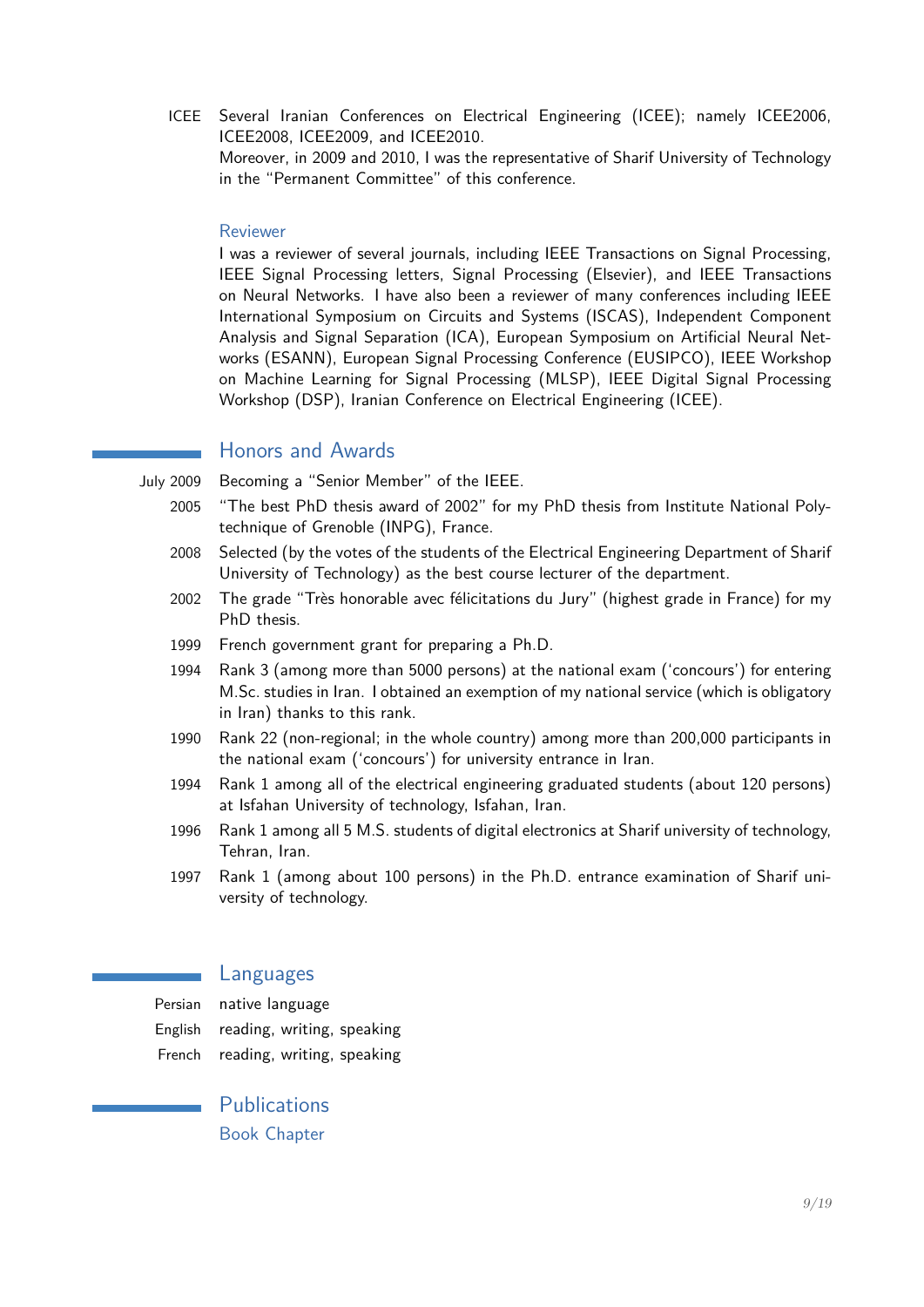ICEE Several Iranian Conferences on Electrical Engineering (ICEE); namely ICEE2006, ICEE2008, ICEE2009, and ICEE2010.
Moreover, in 2009 and 2010, I was the representative of Sharif University of Technology in the "Permanent Committee" of this conference.

### Reviewer

I was a reviewer of several journals, including IEEE Transactions on Signal Processing, IEEE Signal Processing letters, Signal Processing (Elsevier), and IEEE Transactions on Neural Networks. I have also been a reviewer of many conferences including IEEE International Symposium on Circuits and Systems (ISCAS), Independent Component Analysis and Signal Separation (ICA), European Symposium on Artificial Neural Networks (ESANN), European Signal Processing Conference (EUSIPCO), IEEE Workshop on Machine Learning for Signal Processing (MLSP), IEEE Digital Signal Processing Workshop (DSP), Iranian Conference on Electrical Engineering (ICEE).

## Honors and Awards

- July 2009 Becoming a "Senior Member" of the IEEE.
- 2005 "The best PhD thesis award of 2002" for my PhD thesis from Institute National Polytechnique of Grenoble (INPG), France.
- 2008 Selected (by the votes of the students of the Electrical Engineering Department of Sharif University of Technology) as the best course lecturer of the department.
- 2002 The grade "Très honorable avec félicitations du Jury" (highest grade in France) for my PhD thesis.
- 1999 French government grant for preparing a Ph.D.
- 1994 Rank 3 (among more than 5000 persons) at the national exam ('concours') for entering M.Sc. studies in Iran. I obtained an exemption of my national service (which is obligatory in Iran) thanks to this rank.
- 1990 Rank 22 (non-regional; in the whole country) among more than 200,000 participants in the national exam ('concours') for university entrance in Iran.
- 1994 Rank 1 among all of the electrical engineering graduated students (about 120 persons) at Isfahan University of technology, Isfahan, Iran.
- 1996 Rank 1 among all 5 M.S. students of digital electronics at Sharif university of technology, Tehran, Iran.
- 1997 Rank 1 (among about 100 persons) in the Ph.D. entrance examination of Sharif university of technology.

## Languages

- Persian native language
- English reading, writing, speaking
- French reading, writing, speaking

## Publications

### Book Chapter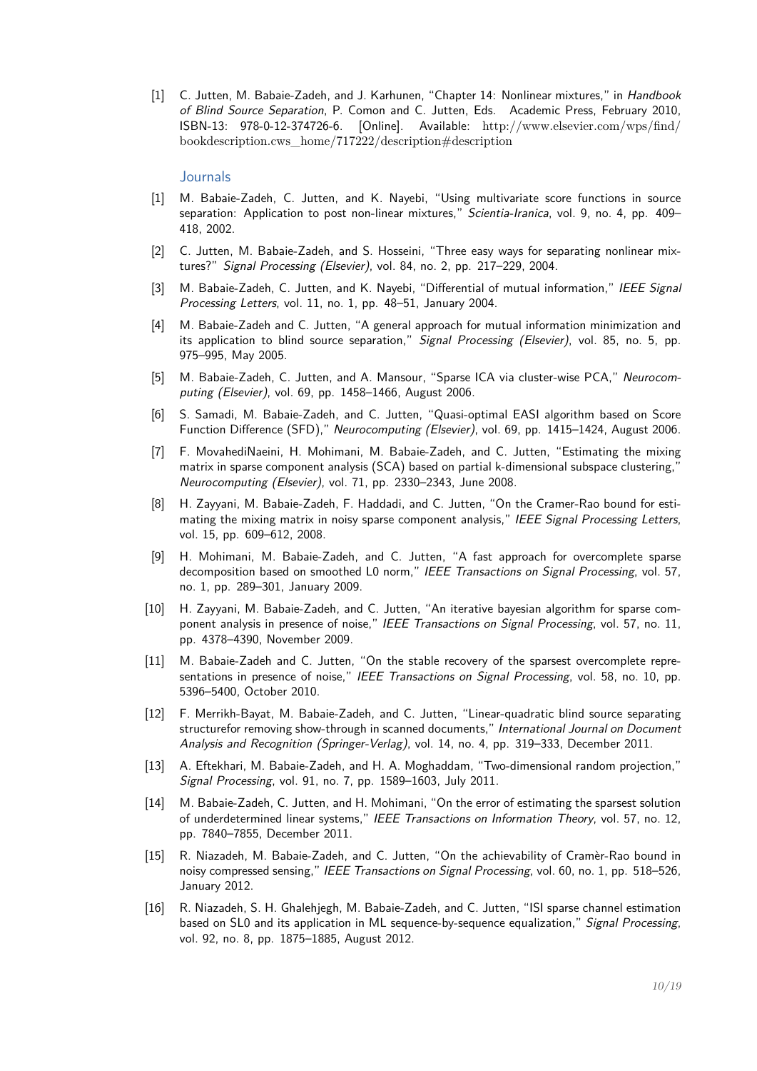[1] C. Jutten, M. Babaie-Zadeh, and J. Karhunen, "Chapter 14: Nonlinear mixtures," in *Handbook of Blind Source Separation*, P. Comon and C. Jutten, Eds. Academic Press, February 2010, ISBN-13: 978-0-12-374726-6. [Online]. Available: http://www.elsevier.com/wps/find/bookdescription.cws_home/717222/description#description

### Journals

[1] M. Babaie-Zadeh, C. Jutten, and K. Nayebi, "Using multivariate score functions in source separation: Application to post non-linear mixtures," *Scientia-Iranica*, vol. 9, no. 4, pp. 409–418, 2002.

[2] C. Jutten, M. Babaie-Zadeh, and S. Hosseini, "Three easy ways for separating nonlinear mixtures?" *Signal Processing (Elsevier)*, vol. 84, no. 2, pp. 217–229, 2004.

[3] M. Babaie-Zadeh, C. Jutten, and K. Nayebi, "Differential of mutual information," *IEEE Signal Processing Letters*, vol. 11, no. 1, pp. 48–51, January 2004.

[4] M. Babaie-Zadeh and C. Jutten, "A general approach for mutual information minimization and its application to blind source separation," *Signal Processing (Elsevier)*, vol. 85, no. 5, pp. 975–995, May 2005.

[5] M. Babaie-Zadeh, C. Jutten, and A. Mansour, "Sparse ICA via cluster-wise PCA," *Neurocomputing (Elsevier)*, vol. 69, pp. 1458–1466, August 2006.

[6] S. Samadi, M. Babaie-Zadeh, and C. Jutten, "Quasi-optimal EASI algorithm based on Score Function Difference (SFD)," *Neurocomputing (Elsevier)*, vol. 69, pp. 1415–1424, August 2006.

[7] F. MovahediNaeini, H. Mohimani, M. Babaie-Zadeh, and C. Jutten, "Estimating the mixing matrix in sparse component analysis (SCA) based on partial k-dimensional subspace clustering," *Neurocomputing (Elsevier)*, vol. 71, pp. 2330–2343, June 2008.

[8] H. Zayyani, M. Babaie-Zadeh, F. Haddadi, and C. Jutten, "On the Cramer-Rao bound for estimating the mixing matrix in noisy sparse component analysis," *IEEE Signal Processing Letters*, vol. 15, pp. 609–612, 2008.

[9] H. Mohimani, M. Babaie-Zadeh, and C. Jutten, "A fast approach for overcomplete sparse decomposition based on smoothed L0 norm," *IEEE Transactions on Signal Processing*, vol. 57, no. 1, pp. 289–301, January 2009.

[10] H. Zayyani, M. Babaie-Zadeh, and C. Jutten, "An iterative bayesian algorithm for sparse component analysis in presence of noise," *IEEE Transactions on Signal Processing*, vol. 57, no. 11, pp. 4378–4390, November 2009.

[11] M. Babaie-Zadeh and C. Jutten, "On the stable recovery of the sparsest overcomplete representations in presence of noise," *IEEE Transactions on Signal Processing*, vol. 58, no. 10, pp. 5396–5400, October 2010.

[12] F. Merrikh-Bayat, M. Babaie-Zadeh, and C. Jutten, "Linear-quadratic blind source separating structurefor removing show-through in scanned documents," *International Journal on Document Analysis and Recognition (Springer-Verlag)*, vol. 14, no. 4, pp. 319–333, December 2011.

[13] A. Eftekhari, M. Babaie-Zadeh, and H. A. Moghaddam, "Two-dimensional random projection," *Signal Processing*, vol. 91, no. 7, pp. 1589–1603, July 2011.

[14] M. Babaie-Zadeh, C. Jutten, and H. Mohimani, "On the error of estimating the sparsest solution of underdetermined linear systems," *IEEE Transactions on Information Theory*, vol. 57, no. 12, pp. 7840–7855, December 2011.

[15] R. Niazadeh, M. Babaie-Zadeh, and C. Jutten, "On the achievability of Cramèr-Rao bound in noisy compressed sensing," *IEEE Transactions on Signal Processing*, vol. 60, no. 1, pp. 518–526, January 2012.

[16] R. Niazadeh, S. H. Ghalehjegh, M. Babaie-Zadeh, and C. Jutten, "ISI sparse channel estimation based on SL0 and its application in ML sequence-by-sequence equalization," *Signal Processing*, vol. 92, no. 8, pp. 1875–1885, August 2012.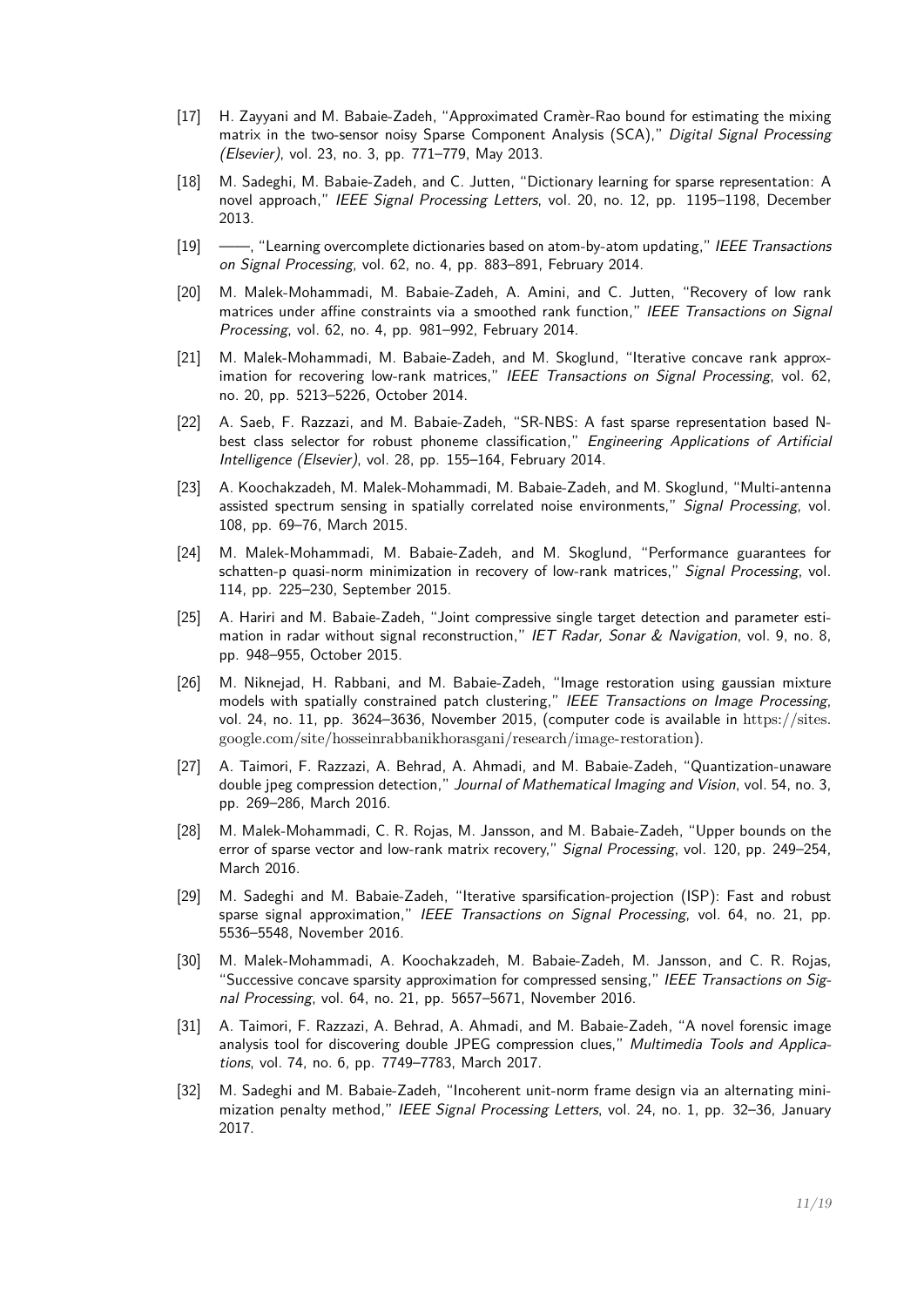[17] H. Zayyani and M. Babaie-Zadeh, "Approximated Cramèr-Rao bound for estimating the mixing matrix in the two-sensor noisy Sparse Component Analysis (SCA)," *Digital Signal Processing (Elsevier)*, vol. 23, no. 3, pp. 771–779, May 2013.

[18] M. Sadeghi, M. Babaie-Zadeh, and C. Jutten, "Dictionary learning for sparse representation: A novel approach," *IEEE Signal Processing Letters*, vol. 20, no. 12, pp. 1195–1198, December 2013.

[19] ——, "Learning overcomplete dictionaries based on atom-by-atom updating," *IEEE Transactions on Signal Processing*, vol. 62, no. 4, pp. 883–891, February 2014.

[20] M. Malek-Mohammadi, M. Babaie-Zadeh, A. Amini, and C. Jutten, "Recovery of low rank matrices under affine constraints via a smoothed rank function," *IEEE Transactions on Signal Processing*, vol. 62, no. 4, pp. 981–992, February 2014.

[21] M. Malek-Mohammadi, M. Babaie-Zadeh, and M. Skoglund, "Iterative concave rank approximation for recovering low-rank matrices," *IEEE Transactions on Signal Processing*, vol. 62, no. 20, pp. 5213–5226, October 2014.

[22] A. Saeb, F. Razzazi, and M. Babaie-Zadeh, "SR-NBS: A fast sparse representation based N-best class selector for robust phoneme classification," *Engineering Applications of Artificial Intelligence (Elsevier)*, vol. 28, pp. 155–164, February 2014.

[23] A. Koochakzadeh, M. Malek-Mohammadi, M. Babaie-Zadeh, and M. Skoglund, "Multi-antenna assisted spectrum sensing in spatially correlated noise environments," *Signal Processing*, vol. 108, pp. 69–76, March 2015.

[24] M. Malek-Mohammadi, M. Babaie-Zadeh, and M. Skoglund, "Performance guarantees for schatten-p quasi-norm minimization in recovery of low-rank matrices," *Signal Processing*, vol. 114, pp. 225–230, September 2015.

[25] A. Hariri and M. Babaie-Zadeh, "Joint compressive single target detection and parameter estimation in radar without signal reconstruction," *IET Radar, Sonar & Navigation*, vol. 9, no. 8, pp. 948–955, October 2015.

[26] M. Niknejad, H. Rabbani, and M. Babaie-Zadeh, "Image restoration using gaussian mixture models with spatially constrained patch clustering," *IEEE Transactions on Image Processing*, vol. 24, no. 11, pp. 3624–3636, November 2015, (computer code is available in https://sites.google.com/site/hosseinrabbanikhorasgani/research/image-restoration).

[27] A. Taimori, F. Razzazi, A. Behrad, A. Ahmadi, and M. Babaie-Zadeh, "Quantization-unaware double jpeg compression detection," *Journal of Mathematical Imaging and Vision*, vol. 54, no. 3, pp. 269–286, March 2016.

[28] M. Malek-Mohammadi, C. R. Rojas, M. Jansson, and M. Babaie-Zadeh, "Upper bounds on the error of sparse vector and low-rank matrix recovery," *Signal Processing*, vol. 120, pp. 249–254, March 2016.

[29] M. Sadeghi and M. Babaie-Zadeh, "Iterative sparsification-projection (ISP): Fast and robust sparse signal approximation," *IEEE Transactions on Signal Processing*, vol. 64, no. 21, pp. 5536–5548, November 2016.

[30] M. Malek-Mohammadi, A. Koochakzadeh, M. Babaie-Zadeh, M. Jansson, and C. R. Rojas, "Successive concave sparsity approximation for compressed sensing," *IEEE Transactions on Signal Processing*, vol. 64, no. 21, pp. 5657–5671, November 2016.

[31] A. Taimori, F. Razzazi, A. Behrad, A. Ahmadi, and M. Babaie-Zadeh, "A novel forensic image analysis tool for discovering double JPEG compression clues," *Multimedia Tools and Applications*, vol. 74, no. 6, pp. 7749–7783, March 2017.

[32] M. Sadeghi and M. Babaie-Zadeh, "Incoherent unit-norm frame design via an alternating minimization penalty method," *IEEE Signal Processing Letters*, vol. 24, no. 1, pp. 32–36, January 2017.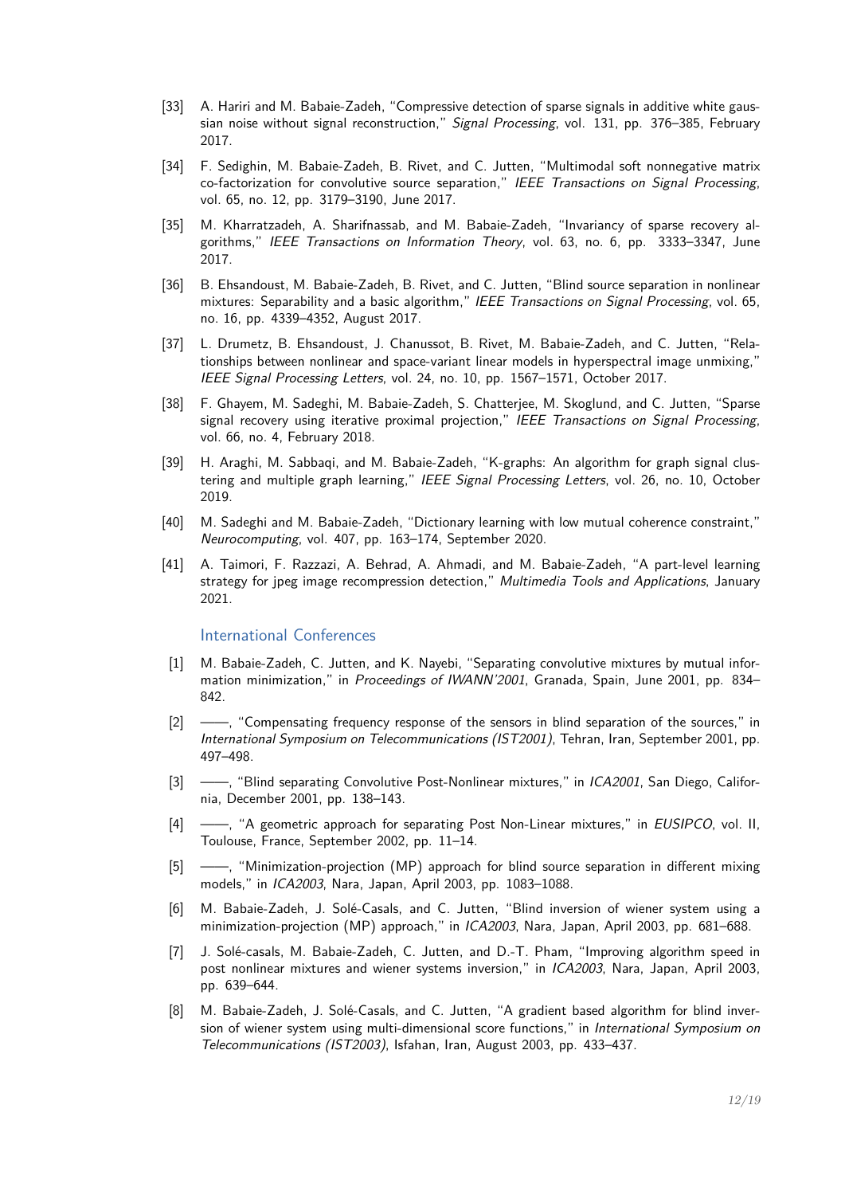[33] A. Hariri and M. Babaie-Zadeh, "Compressive detection of sparse signals in additive white gaussian noise without signal reconstruction," *Signal Processing*, vol. 131, pp. 376–385, February 2017.

[34] F. Sedighin, M. Babaie-Zadeh, B. Rivet, and C. Jutten, "Multimodal soft nonnegative matrix co-factorization for convolutive source separation," *IEEE Transactions on Signal Processing*, vol. 65, no. 12, pp. 3179–3190, June 2017.

[35] M. Kharratzadeh, A. Sharifnassab, and M. Babaie-Zadeh, "Invariancy of sparse recovery algorithms," *IEEE Transactions on Information Theory*, vol. 63, no. 6, pp. 3333–3347, June 2017.

[36] B. Ehsandoust, M. Babaie-Zadeh, B. Rivet, and C. Jutten, "Blind source separation in nonlinear mixtures: Separability and a basic algorithm," *IEEE Transactions on Signal Processing*, vol. 65, no. 16, pp. 4339–4352, August 2017.

[37] L. Drumetz, B. Ehsandoust, J. Chanussot, B. Rivet, M. Babaie-Zadeh, and C. Jutten, "Relationships between nonlinear and space-variant linear models in hyperspectral image unmixing," *IEEE Signal Processing Letters*, vol. 24, no. 10, pp. 1567–1571, October 2017.

[38] F. Ghayem, M. Sadeghi, M. Babaie-Zadeh, S. Chatterjee, M. Skoglund, and C. Jutten, "Sparse signal recovery using iterative proximal projection," *IEEE Transactions on Signal Processing*, vol. 66, no. 4, February 2018.

[39] H. Araghi, M. Sabbaqi, and M. Babaie-Zadeh, "K-graphs: An algorithm for graph signal clustering and multiple graph learning," *IEEE Signal Processing Letters*, vol. 26, no. 10, October 2019.

[40] M. Sadeghi and M. Babaie-Zadeh, "Dictionary learning with low mutual coherence constraint," *Neurocomputing*, vol. 407, pp. 163–174, September 2020.

[41] A. Taimori, F. Razzazi, A. Behrad, A. Ahmadi, and M. Babaie-Zadeh, "A part-level learning strategy for jpeg image recompression detection," *Multimedia Tools and Applications*, January 2021.

## International Conferences

[1] M. Babaie-Zadeh, C. Jutten, and K. Nayebi, "Separating convolutive mixtures by mutual information minimization," in *Proceedings of IWANN'2001*, Granada, Spain, June 2001, pp. 834–842.

[2] ——, "Compensating frequency response of the sensors in blind separation of the sources," in *International Symposium on Telecommunications (IST2001)*, Tehran, Iran, September 2001, pp. 497–498.

[3] ——, "Blind separating Convolutive Post-Nonlinear mixtures," in *ICA2001*, San Diego, California, December 2001, pp. 138–143.

[4] ——, "A geometric approach for separating Post Non-Linear mixtures," in *EUSIPCO*, vol. II, Toulouse, France, September 2002, pp. 11–14.

[5] ——, "Minimization-projection (MP) approach for blind source separation in different mixing models," in *ICA2003*, Nara, Japan, April 2003, pp. 1083–1088.

[6] M. Babaie-Zadeh, J. Solé-Casals, and C. Jutten, "Blind inversion of wiener system using a minimization-projection (MP) approach," in *ICA2003*, Nara, Japan, April 2003, pp. 681–688.

[7] J. Solé-casals, M. Babaie-Zadeh, C. Jutten, and D.-T. Pham, "Improving algorithm speed in post nonlinear mixtures and wiener systems inversion," in *ICA2003*, Nara, Japan, April 2003, pp. 639–644.

[8] M. Babaie-Zadeh, J. Solé-Casals, and C. Jutten, "A gradient based algorithm for blind inversion of wiener system using multi-dimensional score functions," in *International Symposium on Telecommunications (IST2003)*, Isfahan, Iran, August 2003, pp. 433–437.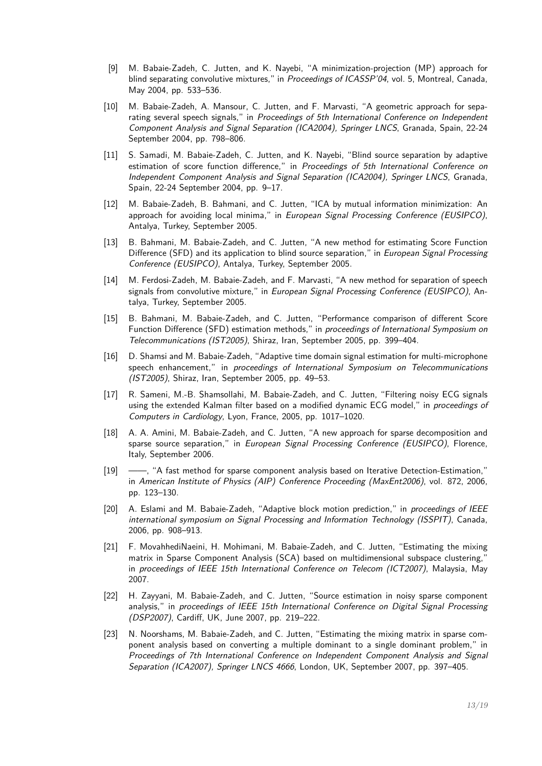[9] M. Babaie-Zadeh, C. Jutten, and K. Nayebi, "A minimization-projection (MP) approach for blind separating convolutive mixtures," in *Proceedings of ICASSP'04*, vol. 5, Montreal, Canada, May 2004, pp. 533–536.

[10] M. Babaie-Zadeh, A. Mansour, C. Jutten, and F. Marvasti, "A geometric approach for separating several speech signals," in *Proceedings of 5th International Conference on Independent Component Analysis and Signal Separation (ICA2004), Springer LNCS*, Granada, Spain, 22-24 September 2004, pp. 798–806.

[11] S. Samadi, M. Babaie-Zadeh, C. Jutten, and K. Nayebi, "Blind source separation by adaptive estimation of score function difference," in *Proceedings of 5th International Conference on Independent Component Analysis and Signal Separation (ICA2004), Springer LNCS*, Granada, Spain, 22-24 September 2004, pp. 9–17.

[12] M. Babaie-Zadeh, B. Bahmani, and C. Jutten, "ICA by mutual information minimization: An approach for avoiding local minima," in *European Signal Processing Conference (EUSIPCO)*, Antalya, Turkey, September 2005.

[13] B. Bahmani, M. Babaie-Zadeh, and C. Jutten, "A new method for estimating Score Function Difference (SFD) and its application to blind source separation," in *European Signal Processing Conference (EUSIPCO)*, Antalya, Turkey, September 2005.

[14] M. Ferdosi-Zadeh, M. Babaie-Zadeh, and F. Marvasti, "A new method for separation of speech signals from convolutive mixture," in *European Signal Processing Conference (EUSIPCO)*, Antalya, Turkey, September 2005.

[15] B. Bahmani, M. Babaie-Zadeh, and C. Jutten, "Performance comparison of different Score Function Difference (SFD) estimation methods," in *proceedings of International Symposium on Telecommunications (IST2005)*, Shiraz, Iran, September 2005, pp. 399–404.

[16] D. Shamsi and M. Babaie-Zadeh, "Adaptive time domain signal estimation for multi-microphone speech enhancement," in *proceedings of International Symposium on Telecommunications (IST2005)*, Shiraz, Iran, September 2005, pp. 49–53.

[17] R. Sameni, M.-B. Shamsollahi, M. Babaie-Zadeh, and C. Jutten, "Filtering noisy ECG signals using the extended Kalman filter based on a modified dynamic ECG model," in *proceedings of Computers in Cardiology*, Lyon, France, 2005, pp. 1017–1020.

[18] A. A. Amini, M. Babaie-Zadeh, and C. Jutten, "A new approach for sparse decomposition and sparse source separation," in *European Signal Processing Conference (EUSIPCO)*, Florence, Italy, September 2006.

[19] ——, "A fast method for sparse component analysis based on Iterative Detection-Estimation," in *American Institute of Physics (AIP) Conference Proceeding (MaxEnt2006)*, vol. 872, 2006, pp. 123–130.

[20] A. Eslami and M. Babaie-Zadeh, "Adaptive block motion prediction," in *proceedings of IEEE international symposium on Signal Processing and Information Technology (ISSPIT)*, Canada, 2006, pp. 908–913.

[21] F. MovahhediNaeini, H. Mohimani, M. Babaie-Zadeh, and C. Jutten, "Estimating the mixing matrix in Sparse Component Analysis (SCA) based on multidimensional subspace clustering," in *proceedings of IEEE 15th International Conference on Telecom (ICT2007)*, Malaysia, May 2007.

[22] H. Zayyani, M. Babaie-Zadeh, and C. Jutten, "Source estimation in noisy sparse component analysis," in *proceedings of IEEE 15th International Conference on Digital Signal Processing (DSP2007)*, Cardiff, UK, June 2007, pp. 219–222.

[23] N. Noorshams, M. Babaie-Zadeh, and C. Jutten, "Estimating the mixing matrix in sparse component analysis based on converting a multiple dominant to a single dominant problem," in *Proceedings of 7th International Conference on Independent Component Analysis and Signal Separation (ICA2007), Springer LNCS 4666*, London, UK, September 2007, pp. 397–405.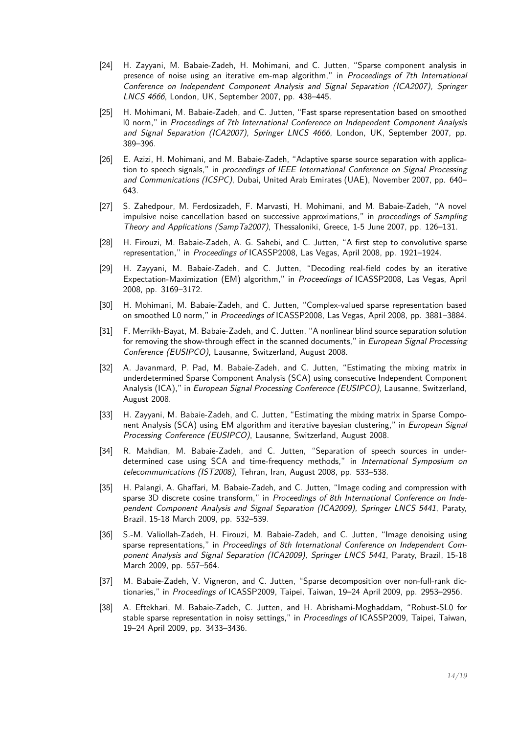[24] H. Zayyani, M. Babaie-Zadeh, H. Mohimani, and C. Jutten, "Sparse component analysis in presence of noise using an iterative em-map algorithm," in *Proceedings of 7th International Conference on Independent Component Analysis and Signal Separation (ICA2007), Springer LNCS 4666*, London, UK, September 2007, pp. 438–445.

[25] H. Mohimani, M. Babaie-Zadeh, and C. Jutten, "Fast sparse representation based on smoothed l0 norm," in *Proceedings of 7th International Conference on Independent Component Analysis and Signal Separation (ICA2007), Springer LNCS 4666*, London, UK, September 2007, pp. 389–396.

[26] E. Azizi, H. Mohimani, and M. Babaie-Zadeh, "Adaptive sparse source separation with application to speech signals," in *proceedings of IEEE International Conference on Signal Processing and Communications (ICSPC)*, Dubai, United Arab Emirates (UAE), November 2007, pp. 640–643.

[27] S. Zahedpour, M. Ferdosizadeh, F. Marvasti, H. Mohimani, and M. Babaie-Zadeh, "A novel impulsive noise cancellation based on successive approximations," in *proceedings of Sampling Theory and Applications (SampTa2007)*, Thessaloniki, Greece, 1-5 June 2007, pp. 126–131.

[28] H. Firouzi, M. Babaie-Zadeh, A. G. Sahebi, and C. Jutten, "A first step to convolutive sparse representation," in *Proceedings of* ICASSP2008, Las Vegas, April 2008, pp. 1921–1924.

[29] H. Zayyani, M. Babaie-Zadeh, and C. Jutten, "Decoding real-field codes by an iterative Expectation-Maximization (EM) algorithm," in *Proceedings of* ICASSP2008, Las Vegas, April 2008, pp. 3169–3172.

[30] H. Mohimani, M. Babaie-Zadeh, and C. Jutten, "Complex-valued sparse representation based on smoothed L0 norm," in *Proceedings of* ICASSP2008, Las Vegas, April 2008, pp. 3881–3884.

[31] F. Merrikh-Bayat, M. Babaie-Zadeh, and C. Jutten, "A nonlinear blind source separation solution for removing the show-through effect in the scanned documents," in *European Signal Processing Conference (EUSIPCO)*, Lausanne, Switzerland, August 2008.

[32] A. Javanmard, P. Pad, M. Babaie-Zadeh, and C. Jutten, "Estimating the mixing matrix in underdetermined Sparse Component Analysis (SCA) using consecutive Independent Component Analysis (ICA)," in *European Signal Processing Conference (EUSIPCO)*, Lausanne, Switzerland, August 2008.

[33] H. Zayyani, M. Babaie-Zadeh, and C. Jutten, "Estimating the mixing matrix in Sparse Component Analysis (SCA) using EM algorithm and iterative bayesian clustering," in *European Signal Processing Conference (EUSIPCO)*, Lausanne, Switzerland, August 2008.

[34] R. Mahdian, M. Babaie-Zadeh, and C. Jutten, "Separation of speech sources in underdetermined case using SCA and time-frequency methods," in *International Symposium on telecommunications (IST2008)*, Tehran, Iran, August 2008, pp. 533–538.

[35] H. Palangi, A. Ghaffari, M. Babaie-Zadeh, and C. Jutten, "Image coding and compression with sparse 3D discrete cosine transform," in *Proceedings of 8th International Conference on Independent Component Analysis and Signal Separation (ICA2009), Springer LNCS 5441*, Paraty, Brazil, 15-18 March 2009, pp. 532–539.

[36] S.-M. Valiollah-Zadeh, H. Firouzi, M. Babaie-Zadeh, and C. Jutten, "Image denoising using sparse representations," in *Proceedings of 8th International Conference on Independent Component Analysis and Signal Separation (ICA2009), Springer LNCS 5441*, Paraty, Brazil, 15-18 March 2009, pp. 557–564.

[37] M. Babaie-Zadeh, V. Vigneron, and C. Jutten, "Sparse decomposition over non-full-rank dictionaries," in *Proceedings of* ICASSP2009, Taipei, Taiwan, 19–24 April 2009, pp. 2953–2956.

[38] A. Eftekhari, M. Babaie-Zadeh, C. Jutten, and H. Abrishami-Moghaddam, "Robust-SL0 for stable sparse representation in noisy settings," in *Proceedings of* ICASSP2009, Taipei, Taiwan, 19–24 April 2009, pp. 3433–3436.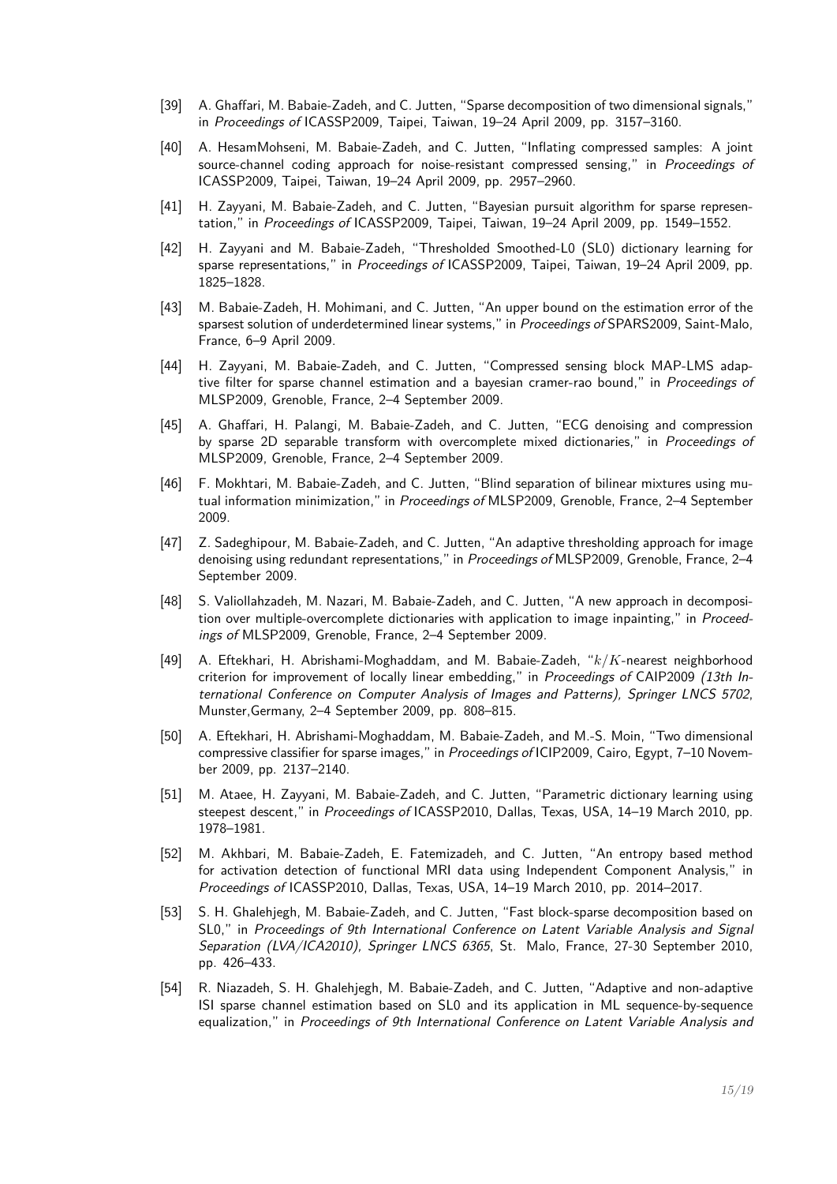[39] A. Ghaffari, M. Babaie-Zadeh, and C. Jutten, "Sparse decomposition of two dimensional signals," in *Proceedings of* ICASSP2009, Taipei, Taiwan, 19–24 April 2009, pp. 3157–3160.

[40] A. HesamMohseni, M. Babaie-Zadeh, and C. Jutten, "Inflating compressed samples: A joint source-channel coding approach for noise-resistant compressed sensing," in *Proceedings of* ICASSP2009, Taipei, Taiwan, 19–24 April 2009, pp. 2957–2960.

[41] H. Zayyani, M. Babaie-Zadeh, and C. Jutten, "Bayesian pursuit algorithm for sparse representation," in *Proceedings of* ICASSP2009, Taipei, Taiwan, 19–24 April 2009, pp. 1549–1552.

[42] H. Zayyani and M. Babaie-Zadeh, "Thresholded Smoothed-L0 (SL0) dictionary learning for sparse representations," in *Proceedings of* ICASSP2009, Taipei, Taiwan, 19–24 April 2009, pp. 1825–1828.

[43] M. Babaie-Zadeh, H. Mohimani, and C. Jutten, "An upper bound on the estimation error of the sparsest solution of underdetermined linear systems," in *Proceedings of* SPARS2009, Saint-Malo, France, 6–9 April 2009.

[44] H. Zayyani, M. Babaie-Zadeh, and C. Jutten, "Compressed sensing block MAP-LMS adaptive filter for sparse channel estimation and a bayesian cramer-rao bound," in *Proceedings of* MLSP2009, Grenoble, France, 2–4 September 2009.

[45] A. Ghaffari, H. Palangi, M. Babaie-Zadeh, and C. Jutten, "ECG denoising and compression by sparse 2D separable transform with overcomplete mixed dictionaries," in *Proceedings of* MLSP2009, Grenoble, France, 2–4 September 2009.

[46] F. Mokhtari, M. Babaie-Zadeh, and C. Jutten, "Blind separation of bilinear mixtures using mutual information minimization," in *Proceedings of* MLSP2009, Grenoble, France, 2–4 September 2009.

[47] Z. Sadeghipour, M. Babaie-Zadeh, and C. Jutten, "An adaptive thresholding approach for image denoising using redundant representations," in *Proceedings of* MLSP2009, Grenoble, France, 2–4 September 2009.

[48] S. Valiollahzadeh, M. Nazari, M. Babaie-Zadeh, and C. Jutten, "A new approach in decomposition over multiple-overcomplete dictionaries with application to image inpainting," in *Proceedings of* MLSP2009, Grenoble, France, 2–4 September 2009.

[49] A. Eftekhari, H. Abrishami-Moghaddam, and M. Babaie-Zadeh, "$k/K$-nearest neighborhood criterion for improvement of locally linear embedding," in *Proceedings of* CAIP2009 *(13th International Conference on Computer Analysis of Images and Patterns), Springer LNCS 5702*, Munster,Germany, 2–4 September 2009, pp. 808–815.

[50] A. Eftekhari, H. Abrishami-Moghaddam, M. Babaie-Zadeh, and M.-S. Moin, "Two dimensional compressive classifier for sparse images," in *Proceedings of* ICIP2009, Cairo, Egypt, 7–10 November 2009, pp. 2137–2140.

[51] M. Ataee, H. Zayyani, M. Babaie-Zadeh, and C. Jutten, "Parametric dictionary learning using steepest descent," in *Proceedings of* ICASSP2010, Dallas, Texas, USA, 14–19 March 2010, pp. 1978–1981.

[52] M. Akhbari, M. Babaie-Zadeh, E. Fatemizadeh, and C. Jutten, "An entropy based method for activation detection of functional MRI data using Independent Component Analysis," in *Proceedings of* ICASSP2010, Dallas, Texas, USA, 14–19 March 2010, pp. 2014–2017.

[53] S. H. Ghalehjegh, M. Babaie-Zadeh, and C. Jutten, "Fast block-sparse decomposition based on SL0," in *Proceedings of 9th International Conference on Latent Variable Analysis and Signal Separation (LVA/ICA2010), Springer LNCS 6365*, St. Malo, France, 27-30 September 2010, pp. 426–433.

[54] R. Niazadeh, S. H. Ghalehjegh, M. Babaie-Zadeh, and C. Jutten, "Adaptive and non-adaptive ISI sparse channel estimation based on SL0 and its application in ML sequence-by-sequence equalization," in *Proceedings of 9th International Conference on Latent Variable Analysis and*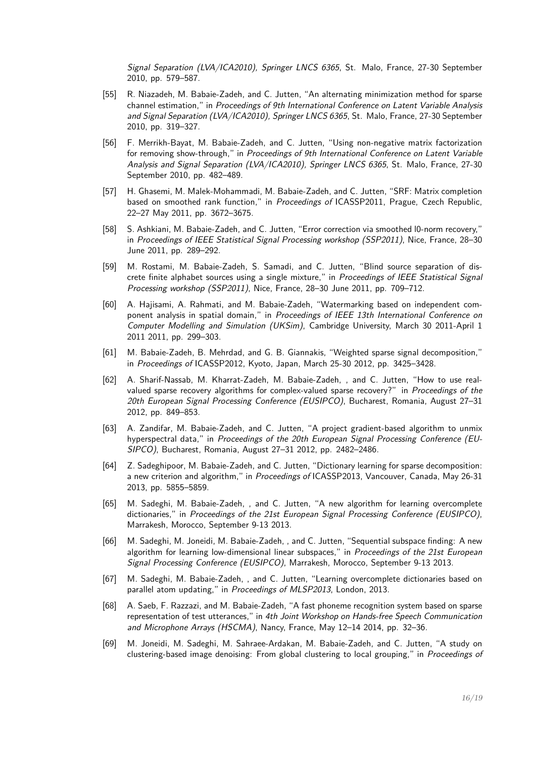*Signal Separation (LVA/ICA2010), Springer LNCS 6365*, St. Malo, France, 27-30 September 2010, pp. 579–587.

[55] R. Niazadeh, M. Babaie-Zadeh, and C. Jutten, "An alternating minimization method for sparse channel estimation," in *Proceedings of 9th International Conference on Latent Variable Analysis and Signal Separation (LVA/ICA2010), Springer LNCS 6365*, St. Malo, France, 27-30 September 2010, pp. 319–327.

[56] F. Merrikh-Bayat, M. Babaie-Zadeh, and C. Jutten, "Using non-negative matrix factorization for removing show-through," in *Proceedings of 9th International Conference on Latent Variable Analysis and Signal Separation (LVA/ICA2010), Springer LNCS 6365*, St. Malo, France, 27-30 September 2010, pp. 482–489.

[57] H. Ghasemi, M. Malek-Mohammadi, M. Babaie-Zadeh, and C. Jutten, "SRF: Matrix completion based on smoothed rank function," in *Proceedings of* ICASSP2011, Prague, Czech Republic, 22–27 May 2011, pp. 3672–3675.

[58] S. Ashkiani, M. Babaie-Zadeh, and C. Jutten, "Error correction via smoothed l0-norm recovery," in *Proceedings of IEEE Statistical Signal Processing workshop (SSP2011)*, Nice, France, 28–30 June 2011, pp. 289–292.

[59] M. Rostami, M. Babaie-Zadeh, S. Samadi, and C. Jutten, "Blind source separation of discrete finite alphabet sources using a single mixture," in *Proceedings of IEEE Statistical Signal Processing workshop (SSP2011)*, Nice, France, 28–30 June 2011, pp. 709–712.

[60] A. Hajisami, A. Rahmati, and M. Babaie-Zadeh, "Watermarking based on independent component analysis in spatial domain," in *Proceedings of IEEE 13th International Conference on Computer Modelling and Simulation (UKSim)*, Cambridge University, March 30 2011-April 1 2011 2011, pp. 299–303.

[61] M. Babaie-Zadeh, B. Mehrdad, and G. B. Giannakis, "Weighted sparse signal decomposition," in *Proceedings of* ICASSP2012, Kyoto, Japan, March 25-30 2012, pp. 3425–3428.

[62] A. Sharif-Nassab, M. Kharrat-Zadeh, M. Babaie-Zadeh, , and C. Jutten, "How to use real-valued sparse recovery algorithms for complex-valued sparse recovery?" in *Proceedings of the 20th European Signal Processing Conference (EUSIPCO)*, Bucharest, Romania, August 27–31 2012, pp. 849–853.

[63] A. Zandifar, M. Babaie-Zadeh, and C. Jutten, "A project gradient-based algorithm to unmix hyperspectral data," in *Proceedings of the 20th European Signal Processing Conference (EUSIPCO)*, Bucharest, Romania, August 27–31 2012, pp. 2482–2486.

[64] Z. Sadeghipoor, M. Babaie-Zadeh, and C. Jutten, "Dictionary learning for sparse decomposition: a new criterion and algorithm," in *Proceedings of* ICASSP2013, Vancouver, Canada, May 26-31 2013, pp. 5855–5859.

[65] M. Sadeghi, M. Babaie-Zadeh, , and C. Jutten, "A new algorithm for learning overcomplete dictionaries," in *Proceedings of the 21st European Signal Processing Conference (EUSIPCO)*, Marrakesh, Morocco, September 9-13 2013.

[66] M. Sadeghi, M. Joneidi, M. Babaie-Zadeh, , and C. Jutten, "Sequential subspace finding: A new algorithm for learning low-dimensional linear subspaces," in *Proceedings of the 21st European Signal Processing Conference (EUSIPCO)*, Marrakesh, Morocco, September 9-13 2013.

[67] M. Sadeghi, M. Babaie-Zadeh, , and C. Jutten, "Learning overcomplete dictionaries based on parallel atom updating," in *Proceedings of MLSP2013*, London, 2013.

[68] A. Saeb, F. Razzazi, and M. Babaie-Zadeh, "A fast phoneme recognition system based on sparse representation of test utterances," in *4th Joint Workshop on Hands-free Speech Communication and Microphone Arrays (HSCMA)*, Nancy, France, May 12–14 2014, pp. 32–36.

[69] M. Joneidi, M. Sadeghi, M. Sahraee-Ardakan, M. Babaie-Zadeh, and C. Jutten, "A study on clustering-based image denoising: From global clustering to local grouping," in *Proceedings of*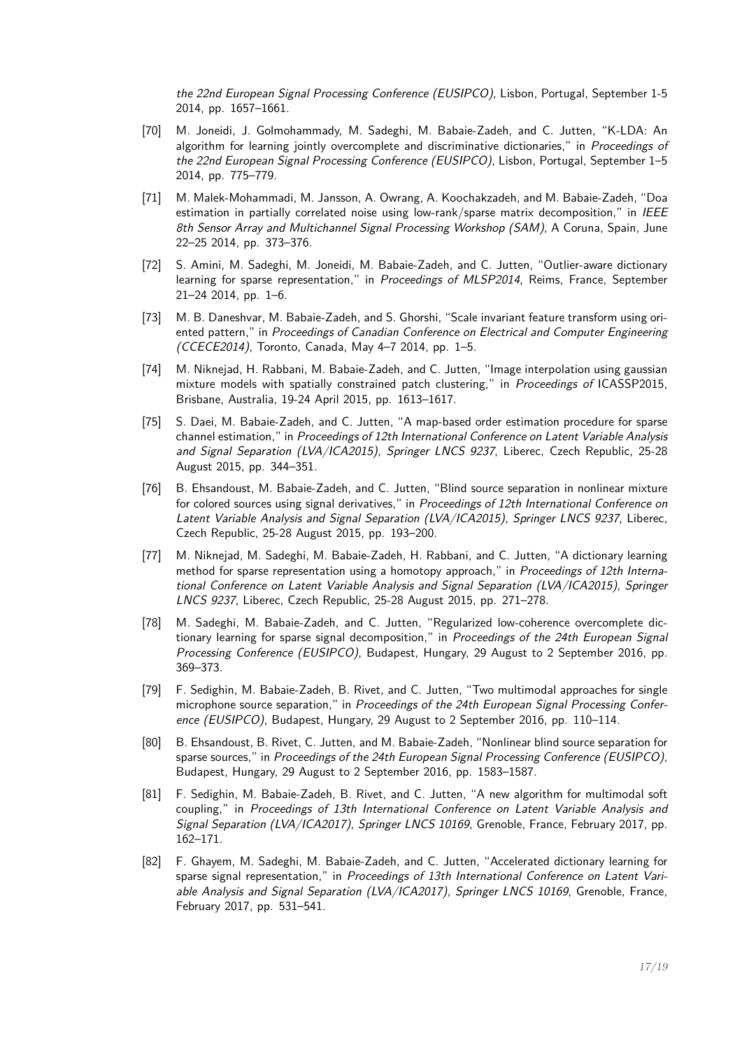the 22nd European Signal Processing Conference (EUSIPCO)*, Lisbon, Portugal, September 1-5 2014, pp. 1657–1661.

[70] M. Joneidi, J. Golmohammady, M. Sadeghi, M. Babaie-Zadeh, and C. Jutten, "K-LDA: An algorithm for learning jointly overcomplete and discriminative dictionaries," in *Proceedings of the 22nd European Signal Processing Conference (EUSIPCO)*, Lisbon, Portugal, September 1–5 2014, pp. 775–779.

[71] M. Malek-Mohammadi, M. Jansson, A. Owrang, A. Koochakzadeh, and M. Babaie-Zadeh, "Doa estimation in partially correlated noise using low-rank/sparse matrix decomposition," in *IEEE 8th Sensor Array and Multichannel Signal Processing Workshop (SAM)*, A Coruna, Spain, June 22–25 2014, pp. 373–376.

[72] S. Amini, M. Sadeghi, M. Joneidi, M. Babaie-Zadeh, and C. Jutten, "Outlier-aware dictionary learning for sparse representation," in *Proceedings of MLSP2014*, Reims, France, September 21–24 2014, pp. 1–6.

[73] M. B. Daneshvar, M. Babaie-Zadeh, and S. Ghorshi, "Scale invariant feature transform using oriented pattern," in *Proceedings of Canadian Conference on Electrical and Computer Engineering (CCECE2014)*, Toronto, Canada, May 4–7 2014, pp. 1–5.

[74] M. Niknejad, H. Rabbani, M. Babaie-Zadeh, and C. Jutten, "Image interpolation using gaussian mixture models with spatially constrained patch clustering," in *Proceedings of* ICASSP2015, Brisbane, Australia, 19-24 April 2015, pp. 1613–1617.

[75] S. Daei, M. Babaie-Zadeh, and C. Jutten, "A map-based order estimation procedure for sparse channel estimation," in *Proceedings of 12th International Conference on Latent Variable Analysis and Signal Separation (LVA/ICA2015), Springer LNCS 9237*, Liberec, Czech Republic, 25-28 August 2015, pp. 344–351.

[76] B. Ehsandoust, M. Babaie-Zadeh, and C. Jutten, "Blind source separation in nonlinear mixture for colored sources using signal derivatives," in *Proceedings of 12th International Conference on Latent Variable Analysis and Signal Separation (LVA/ICA2015), Springer LNCS 9237*, Liberec, Czech Republic, 25-28 August 2015, pp. 193–200.

[77] M. Niknejad, M. Sadeghi, M. Babaie-Zadeh, H. Rabbani, and C. Jutten, "A dictionary learning method for sparse representation using a homotopy approach," in *Proceedings of 12th International Conference on Latent Variable Analysis and Signal Separation (LVA/ICA2015), Springer LNCS 9237*, Liberec, Czech Republic, 25-28 August 2015, pp. 271–278.

[78] M. Sadeghi, M. Babaie-Zadeh, and C. Jutten, "Regularized low-coherence overcomplete dictionary learning for sparse signal decomposition," in *Proceedings of the 24th European Signal Processing Conference (EUSIPCO)*, Budapest, Hungary, 29 August to 2 September 2016, pp. 369–373.

[79] F. Sedighin, M. Babaie-Zadeh, B. Rivet, and C. Jutten, "Two multimodal approaches for single microphone source separation," in *Proceedings of the 24th European Signal Processing Conference (EUSIPCO)*, Budapest, Hungary, 29 August to 2 September 2016, pp. 110–114.

[80] B. Ehsandoust, B. Rivet, C. Jutten, and M. Babaie-Zadeh, "Nonlinear blind source separation for sparse sources," in *Proceedings of the 24th European Signal Processing Conference (EUSIPCO)*, Budapest, Hungary, 29 August to 2 September 2016, pp. 1583–1587.

[81] F. Sedighin, M. Babaie-Zadeh, B. Rivet, and C. Jutten, "A new algorithm for multimodal soft coupling," in *Proceedings of 13th International Conference on Latent Variable Analysis and Signal Separation (LVA/ICA2017), Springer LNCS 10169*, Grenoble, France, February 2017, pp. 162–171.

[82] F. Ghayem, M. Sadeghi, M. Babaie-Zadeh, and C. Jutten, "Accelerated dictionary learning for sparse signal representation," in *Proceedings of 13th International Conference on Latent Variable Analysis and Signal Separation (LVA/ICA2017), Springer LNCS 10169*, Grenoble, France, February 2017, pp. 531–541.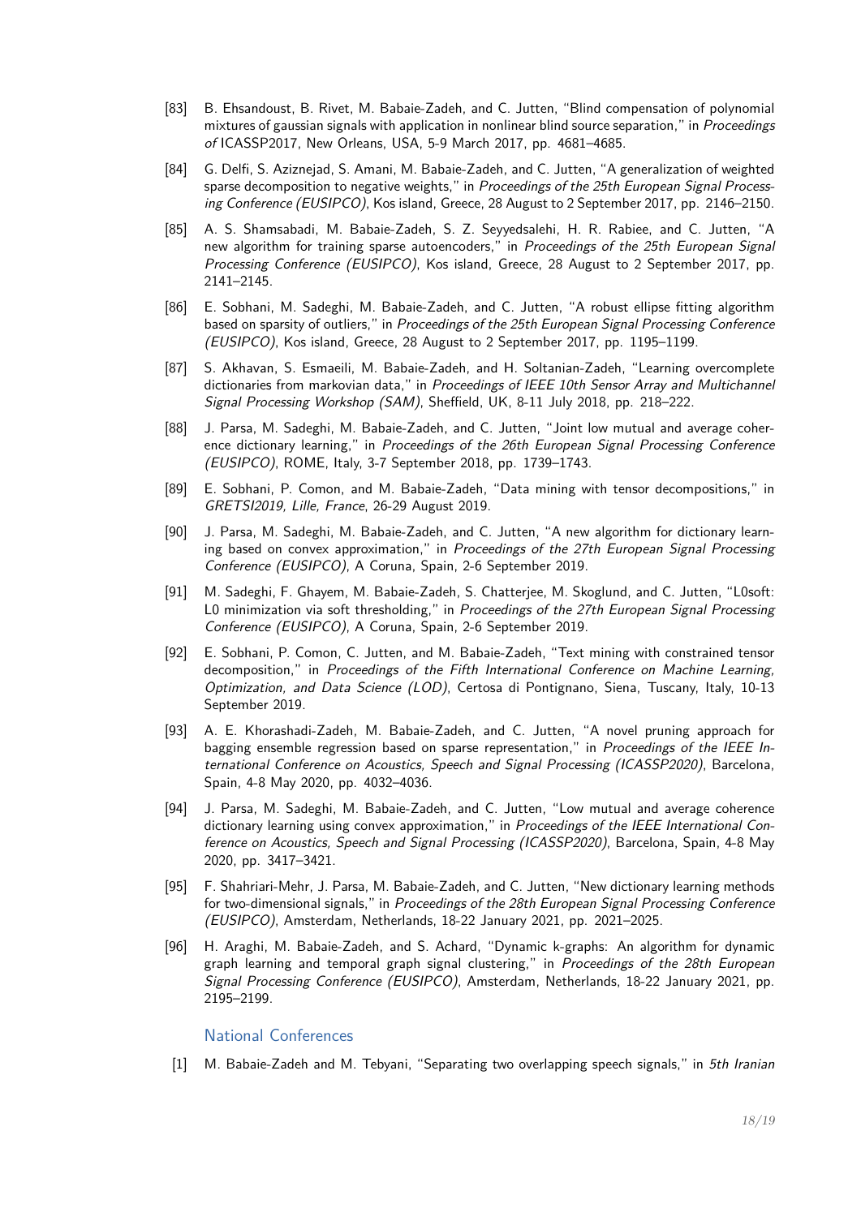[83] B. Ehsandoust, B. Rivet, M. Babaie-Zadeh, and C. Jutten, "Blind compensation of polynomial mixtures of gaussian signals with application in nonlinear blind source separation," in *Proceedings of* ICASSP2017, New Orleans, USA, 5-9 March 2017, pp. 4681–4685.

[84] G. Delfi, S. Aziznejad, S. Amani, M. Babaie-Zadeh, and C. Jutten, "A generalization of weighted sparse decomposition to negative weights," in *Proceedings of the 25th European Signal Processing Conference (EUSIPCO)*, Kos island, Greece, 28 August to 2 September 2017, pp. 2146–2150.

[85] A. S. Shamsabadi, M. Babaie-Zadeh, S. Z. Seyyedsalehi, H. R. Rabiee, and C. Jutten, "A new algorithm for training sparse autoencoders," in *Proceedings of the 25th European Signal Processing Conference (EUSIPCO)*, Kos island, Greece, 28 August to 2 September 2017, pp. 2141–2145.

[86] E. Sobhani, M. Sadeghi, M. Babaie-Zadeh, and C. Jutten, "A robust ellipse fitting algorithm based on sparsity of outliers," in *Proceedings of the 25th European Signal Processing Conference (EUSIPCO)*, Kos island, Greece, 28 August to 2 September 2017, pp. 1195–1199.

[87] S. Akhavan, S. Esmaeili, M. Babaie-Zadeh, and H. Soltanian-Zadeh, "Learning overcomplete dictionaries from markovian data," in *Proceedings of IEEE 10th Sensor Array and Multichannel Signal Processing Workshop (SAM)*, Sheffield, UK, 8-11 July 2018, pp. 218–222.

[88] J. Parsa, M. Sadeghi, M. Babaie-Zadeh, and C. Jutten, "Joint low mutual and average coherence dictionary learning," in *Proceedings of the 26th European Signal Processing Conference (EUSIPCO)*, ROME, Italy, 3-7 September 2018, pp. 1739–1743.

[89] E. Sobhani, P. Comon, and M. Babaie-Zadeh, "Data mining with tensor decompositions," in *GRETSI2019, Lille, France*, 26-29 August 2019.

[90] J. Parsa, M. Sadeghi, M. Babaie-Zadeh, and C. Jutten, "A new algorithm for dictionary learning based on convex approximation," in *Proceedings of the 27th European Signal Processing Conference (EUSIPCO)*, A Coruna, Spain, 2-6 September 2019.

[91] M. Sadeghi, F. Ghayem, M. Babaie-Zadeh, S. Chatterjee, M. Skoglund, and C. Jutten, "L0soft: L0 minimization via soft thresholding," in *Proceedings of the 27th European Signal Processing Conference (EUSIPCO)*, A Coruna, Spain, 2-6 September 2019.

[92] E. Sobhani, P. Comon, C. Jutten, and M. Babaie-Zadeh, "Text mining with constrained tensor decomposition," in *Proceedings of the Fifth International Conference on Machine Learning, Optimization, and Data Science (LOD)*, Certosa di Pontignano, Siena, Tuscany, Italy, 10-13 September 2019.

[93] A. E. Khorashadi-Zadeh, M. Babaie-Zadeh, and C. Jutten, "A novel pruning approach for bagging ensemble regression based on sparse representation," in *Proceedings of the IEEE International Conference on Acoustics, Speech and Signal Processing (ICASSP2020)*, Barcelona, Spain, 4-8 May 2020, pp. 4032–4036.

[94] J. Parsa, M. Sadeghi, M. Babaie-Zadeh, and C. Jutten, "Low mutual and average coherence dictionary learning using convex approximation," in *Proceedings of the IEEE International Conference on Acoustics, Speech and Signal Processing (ICASSP2020)*, Barcelona, Spain, 4-8 May 2020, pp. 3417–3421.

[95] F. Shahriari-Mehr, J. Parsa, M. Babaie-Zadeh, and C. Jutten, "New dictionary learning methods for two-dimensional signals," in *Proceedings of the 28th European Signal Processing Conference (EUSIPCO)*, Amsterdam, Netherlands, 18-22 January 2021, pp. 2021–2025.

[96] H. Araghi, M. Babaie-Zadeh, and S. Achard, "Dynamic k-graphs: An algorithm for dynamic graph learning and temporal graph signal clustering," in *Proceedings of the 28th European Signal Processing Conference (EUSIPCO)*, Amsterdam, Netherlands, 18-22 January 2021, pp. 2195–2199.

## National Conferences

[1] M. Babaie-Zadeh and M. Tebyani, "Separating two overlapping speech signals," in *5th Iranian*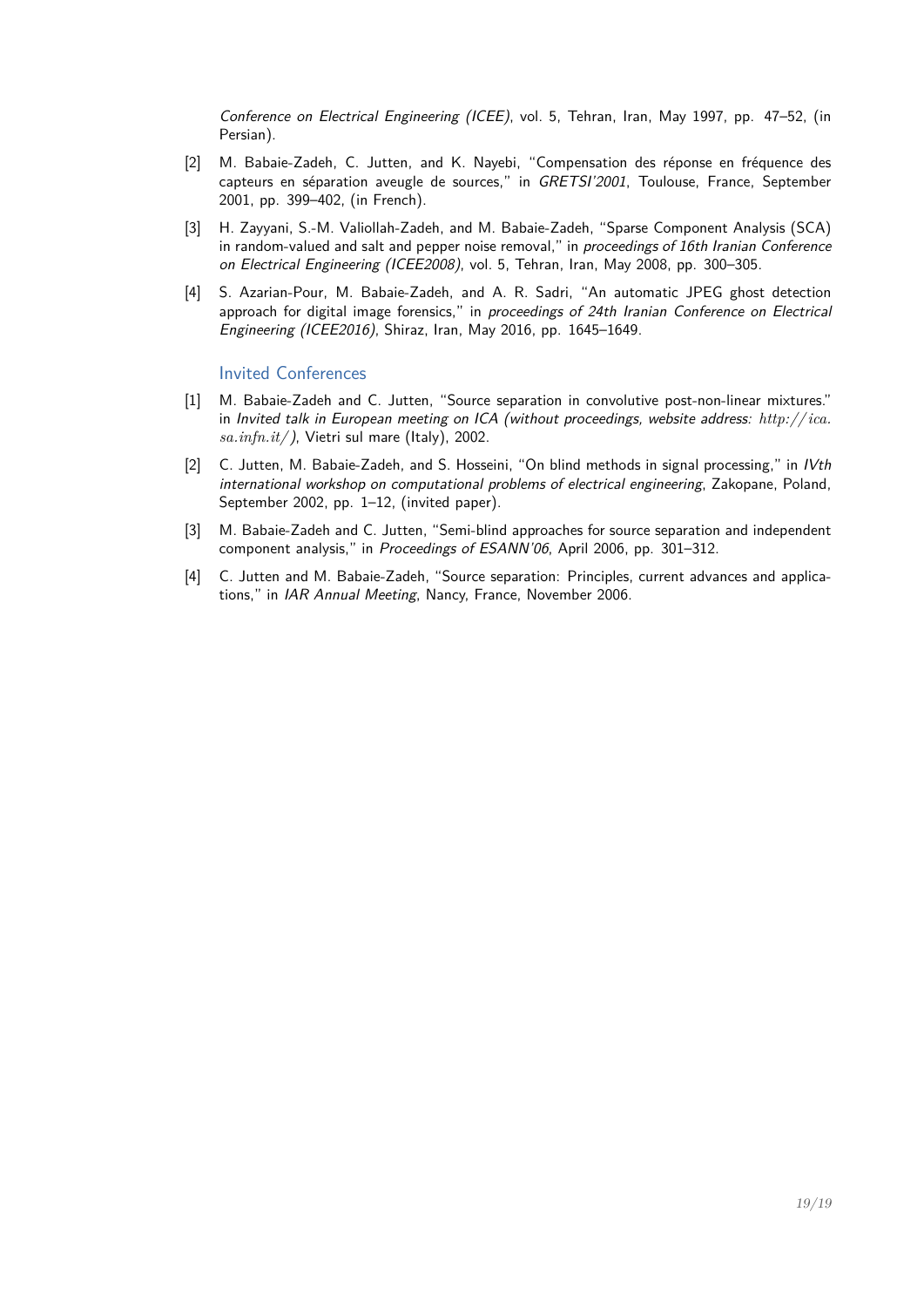*Conference on Electrical Engineering (ICEE)*, vol. 5, Tehran, Iran, May 1997, pp. 47–52, (in Persian).

[2] M. Babaie-Zadeh, C. Jutten, and K. Nayebi, "Compensation des réponse en fréquence des capteurs en séparation aveugle de sources," in *GRETSI'2001*, Toulouse, France, September 2001, pp. 399–402, (in French).

[3] H. Zayyani, S.-M. Valiollah-Zadeh, and M. Babaie-Zadeh, "Sparse Component Analysis (SCA) in random-valued and salt and pepper noise removal," in *proceedings of 16th Iranian Conference on Electrical Engineering (ICEE2008)*, vol. 5, Tehran, Iran, May 2008, pp. 300–305.

[4] S. Azarian-Pour, M. Babaie-Zadeh, and A. R. Sadri, "An automatic JPEG ghost detection approach for digital image forensics," in *proceedings of 24th Iranian Conference on Electrical Engineering (ICEE2016)*, Shiraz, Iran, May 2016, pp. 1645–1649.

### Invited Conferences

[1] M. Babaie-Zadeh and C. Jutten, "Source separation in convolutive post-non-linear mixtures." in *Invited talk in European meeting on ICA (without proceedings, website address: http://ica.sa.infn.it/)*, Vietri sul mare (Italy), 2002.

[2] C. Jutten, M. Babaie-Zadeh, and S. Hosseini, "On blind methods in signal processing," in *IVth international workshop on computational problems of electrical engineering*, Zakopane, Poland, September 2002, pp. 1–12, (invited paper).

[3] M. Babaie-Zadeh and C. Jutten, "Semi-blind approaches for source separation and independent component analysis," in *Proceedings of ESANN'06*, April 2006, pp. 301–312.

[4] C. Jutten and M. Babaie-Zadeh, "Source separation: Principles, current advances and applications," in *IAR Annual Meeting*, Nancy, France, November 2006.